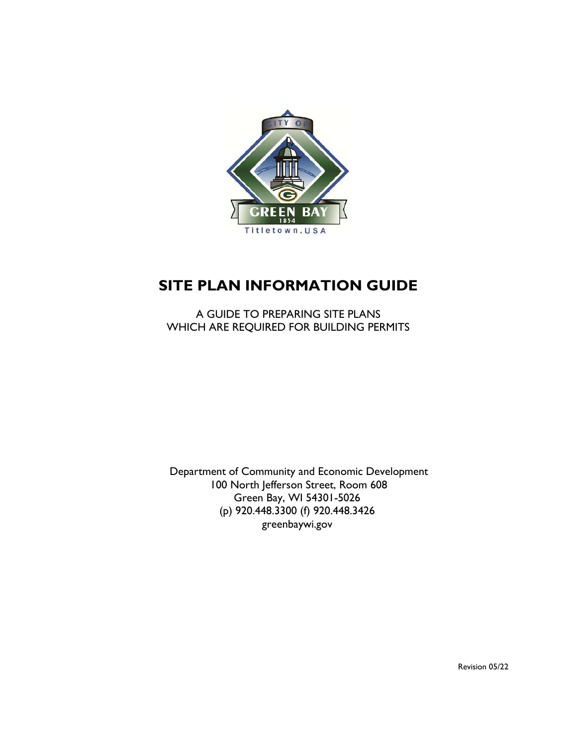# SITE PLAN INFORMATION GUIDE

A GUIDE TO PREPARING SITE PLANS
WHICH ARE REQUIRED FOR BUILDING PERMITS

Department of Community and Economic Development
100 North Jefferson Street, Room 608
Green Bay, WI 54301-5026
(p) 920.448.3300 (f) 920.448.3426
greenbaywi.gov

Revision 05/22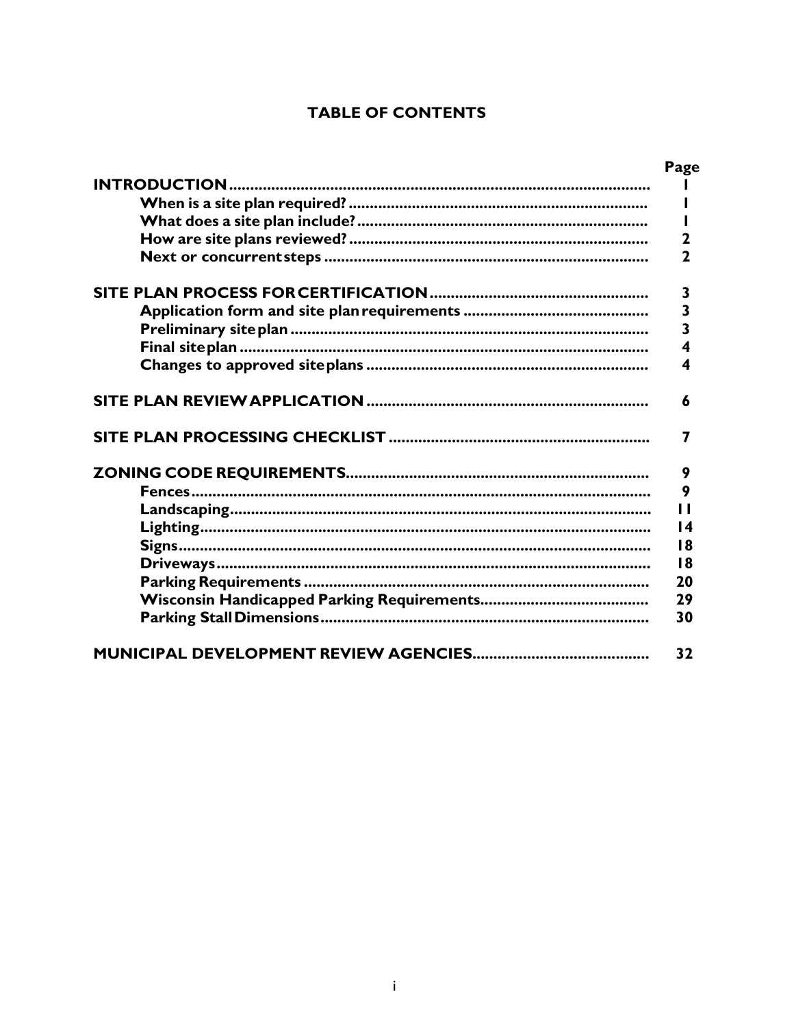# TABLE OF CONTENTS

| | Page |
|---|---|
| **INTRODUCTION** | **1** |
| **When is a site plan required?** | **1** |
| **What does a site plan include?** | **1** |
| **How are site plans reviewed?** | **2** |
| **Next or concurrent steps** | **2** |
| **SITE PLAN PROCESS FOR CERTIFICATION** | **3** |
| **Application form and site plan requirements** | **3** |
| **Preliminary site plan** | **3** |
| **Final site plan** | **4** |
| **Changes to approved site plans** | **4** |
| **SITE PLAN REVIEW APPLICATION** | **6** |
| **SITE PLAN PROCESSING CHECKLIST** | **7** |
| **ZONING CODE REQUIREMENTS** | **9** |
| **Fences** | **9** |
| **Landscaping** | **11** |
| **Lighting** | **14** |
| **Signs** | **18** |
| **Driveways** | **18** |
| **Parking Requirements** | **20** |
| **Wisconsin Handicapped Parking Requirements** | **29** |
| **Parking Stall Dimensions** | **30** |
| **MUNICIPAL DEVELOPMENT REVIEW AGENCIES** | **32** |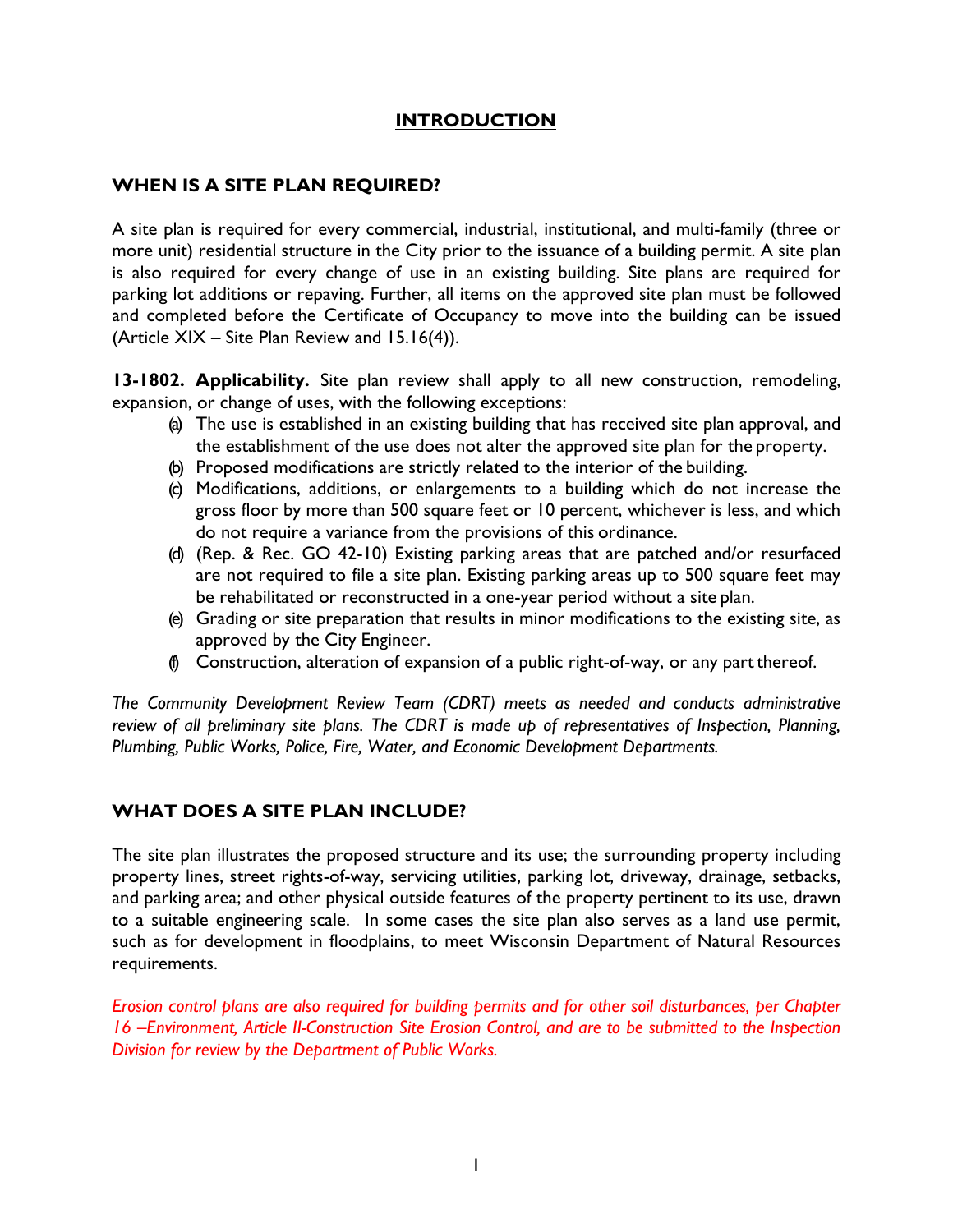# INTRODUCTION

## WHEN IS A SITE PLAN REQUIRED?

A site plan is required for every commercial, industrial, institutional, and multi-family (three or more unit) residential structure in the City prior to the issuance of a building permit. A site plan is also required for every change of use in an existing building. Site plans are required for parking lot additions or repaving. Further, all items on the approved site plan must be followed and completed before the Certificate of Occupancy to move into the building can be issued (Article XIX – Site Plan Review and 15.16(4)).

**13-1802. Applicability.** Site plan review shall apply to all new construction, remodeling, expansion, or change of uses, with the following exceptions:

(a) The use is established in an existing building that has received site plan approval, and the establishment of the use does not alter the approved site plan for the property.

(b) Proposed modifications are strictly related to the interior of the building.

(c) Modifications, additions, or enlargements to a building which do not increase the gross floor by more than 500 square feet or 10 percent, whichever is less, and which do not require a variance from the provisions of this ordinance.

(d) (Rep. & Rec. GO 42-10) Existing parking areas that are patched and/or resurfaced are not required to file a site plan. Existing parking areas up to 500 square feet may be rehabilitated or reconstructed in a one-year period without a site plan.

(e) Grading or site preparation that results in minor modifications to the existing site, as approved by the City Engineer.

(f) Construction, alteration of expansion of a public right-of-way, or any part thereof.

*The Community Development Review Team (CDRT) meets as needed and conducts administrative review of all preliminary site plans. The CDRT is made up of representatives of Inspection, Planning, Plumbing, Public Works, Police, Fire, Water, and Economic Development Departments.*

## WHAT DOES A SITE PLAN INCLUDE?

The site plan illustrates the proposed structure and its use; the surrounding property including property lines, street rights-of-way, servicing utilities, parking lot, driveway, drainage, setbacks, and parking area; and other physical outside features of the property pertinent to its use, drawn to a suitable engineering scale. In some cases the site plan also serves as a land use permit, such as for development in floodplains, to meet Wisconsin Department of Natural Resources requirements.

*Erosion control plans are also required for building permits and for other soil disturbances, per Chapter 16 –Environment, Article II-Construction Site Erosion Control, and are to be submitted to the Inspection Division for review by the Department of Public Works.*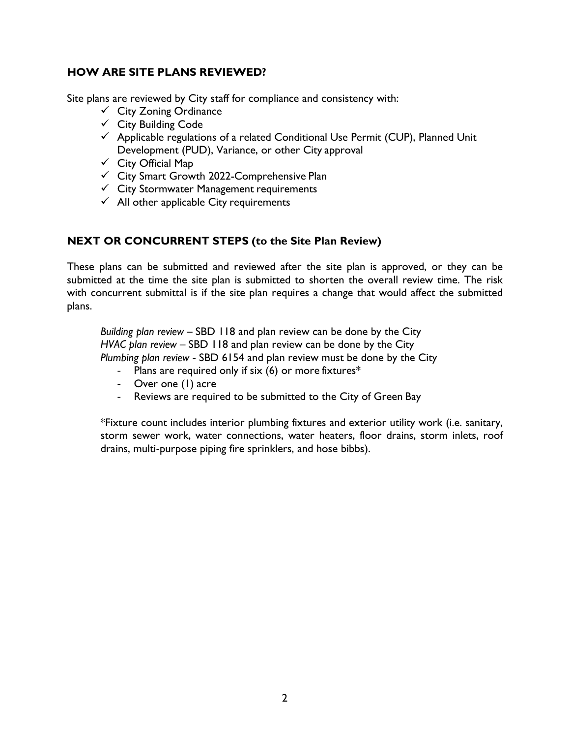## HOW ARE SITE PLANS REVIEWED?

Site plans are reviewed by City staff for compliance and consistency with:

- ✓ City Zoning Ordinance
- ✓ City Building Code
- ✓ Applicable regulations of a related Conditional Use Permit (CUP), Planned Unit Development (PUD), Variance, or other City approval
- ✓ City Official Map
- ✓ City Smart Growth 2022-Comprehensive Plan
- ✓ City Stormwater Management requirements
- ✓ All other applicable City requirements

## NEXT OR CONCURRENT STEPS (to the Site Plan Review)

These plans can be submitted and reviewed after the site plan is approved, or they can be submitted at the time the site plan is submitted to shorten the overall review time. The risk with concurrent submittal is if the site plan requires a change that would affect the submitted plans.

*Building plan review* – SBD 118 and plan review can be done by the City
*HVAC plan review* – SBD 118 and plan review can be done by the City
*Plumbing plan review* - SBD 6154 and plan review must be done by the City

- Plans are required only if six (6) or more fixtures*
- Over one (1) acre
- Reviews are required to be submitted to the City of Green Bay

*Fixture count includes interior plumbing fixtures and exterior utility work (i.e. sanitary, storm sewer work, water connections, water heaters, floor drains, storm inlets, roof drains, multi-purpose piping fire sprinklers, and hose bibbs).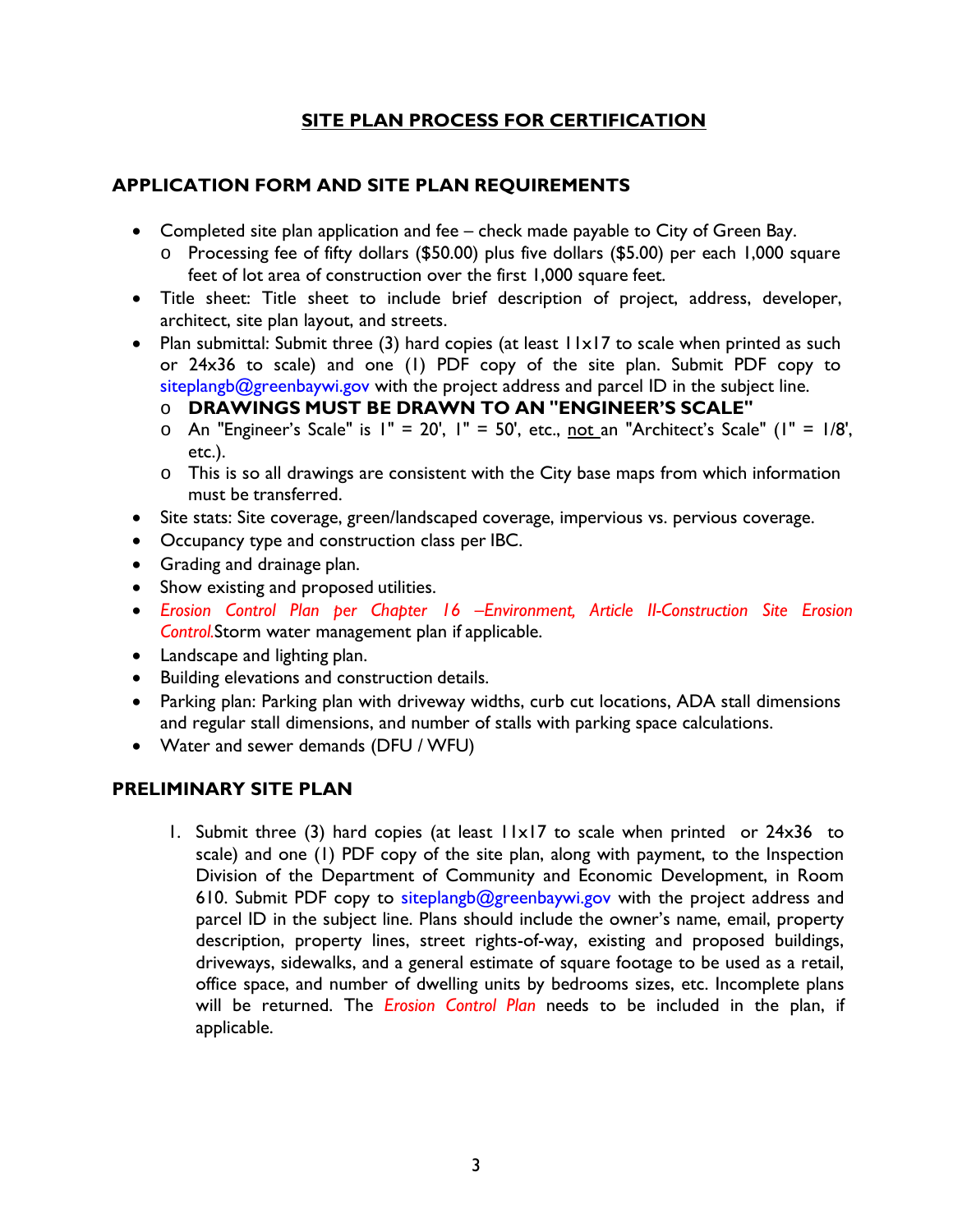# SITE PLAN PROCESS FOR CERTIFICATION

## APPLICATION FORM AND SITE PLAN REQUIREMENTS

- Completed site plan application and fee – check made payable to City of Green Bay.
  - Processing fee of fifty dollars ($50.00) plus five dollars ($5.00) per each 1,000 square feet of lot area of construction over the first 1,000 square feet.
- Title sheet: Title sheet to include brief description of project, address, developer, architect, site plan layout, and streets.
- Plan submittal: Submit three (3) hard copies (at least 11x17 to scale when printed as such or 24x36 to scale) and one (1) PDF copy of the site plan. Submit PDF copy to siteplangb@greenbaywi.gov with the project address and parcel ID in the subject line.
  - **DRAWINGS MUST BE DRAWN TO AN "ENGINEER'S SCALE"**
  - An "Engineer's Scale" is 1" = 20', 1" = 50', etc., not an "Architect's Scale" (1" = 1/8', etc.).
  - This is so all drawings are consistent with the City base maps from which information must be transferred.
- Site stats: Site coverage, green/landscaped coverage, impervious vs. pervious coverage.
- Occupancy type and construction class per IBC.
- Grading and drainage plan.
- Show existing and proposed utilities.
- *Erosion Control Plan per Chapter 16 –Environment, Article II-Construction Site Erosion Control.* Storm water management plan if applicable.
- Landscape and lighting plan.
- Building elevations and construction details.
- Parking plan: Parking plan with driveway widths, curb cut locations, ADA stall dimensions and regular stall dimensions, and number of stalls with parking space calculations.
- Water and sewer demands (DFU / WFU)

## PRELIMINARY SITE PLAN

1. Submit three (3) hard copies (at least 11x17 to scale when printed or 24x36 to scale) and one (1) PDF copy of the site plan, along with payment, to the Inspection Division of the Department of Community and Economic Development, in Room 610. Submit PDF copy to siteplangb@greenbaywi.gov with the project address and parcel ID in the subject line. Plans should include the owner's name, email, property description, property lines, street rights-of-way, existing and proposed buildings, driveways, sidewalks, and a general estimate of square footage to be used as a retail, office space, and number of dwelling units by bedrooms sizes, etc. Incomplete plans will be returned. The *Erosion Control Plan* needs to be included in the plan, if applicable.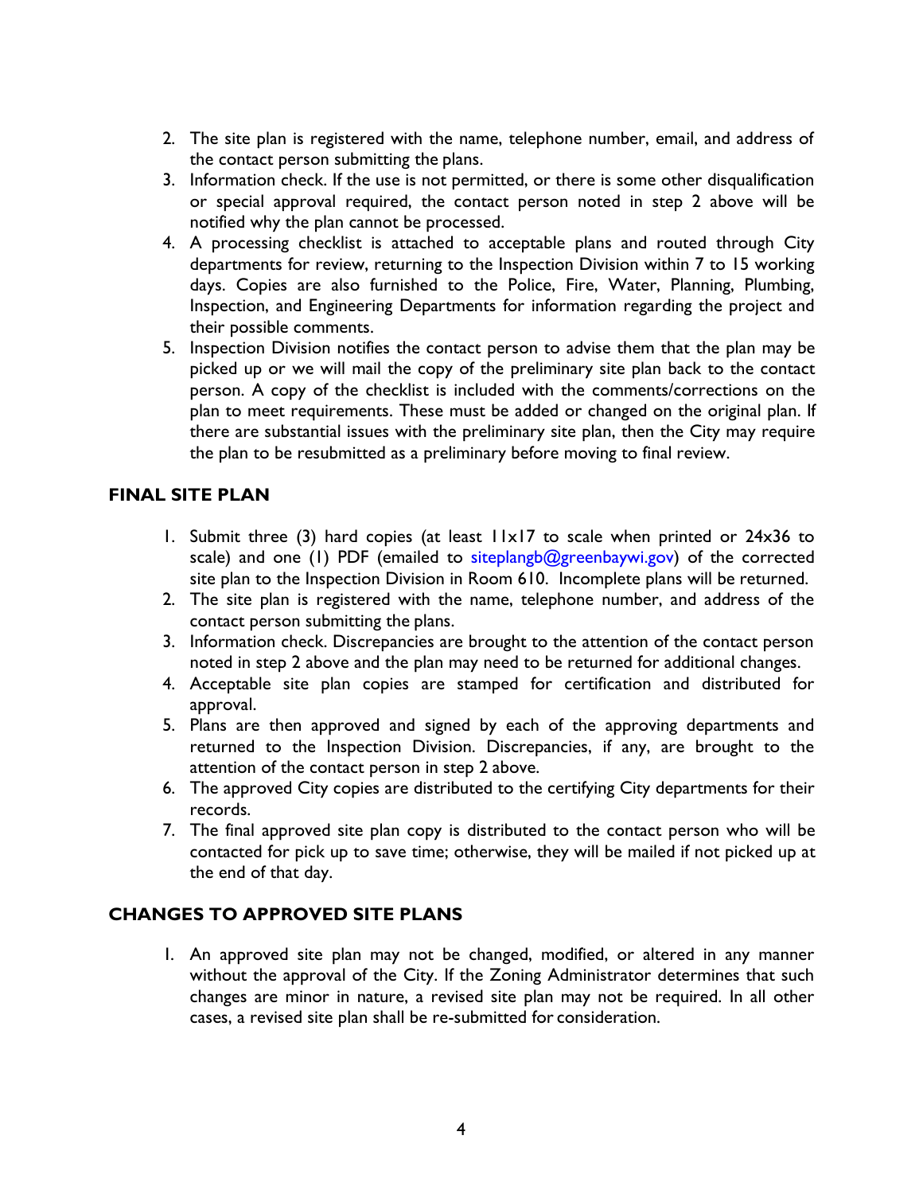2. The site plan is registered with the name, telephone number, email, and address of the contact person submitting the plans.
3. Information check. If the use is not permitted, or there is some other disqualification or special approval required, the contact person noted in step 2 above will be notified why the plan cannot be processed.
4. A processing checklist is attached to acceptable plans and routed through City departments for review, returning to the Inspection Division within 7 to 15 working days. Copies are also furnished to the Police, Fire, Water, Planning, Plumbing, Inspection, and Engineering Departments for information regarding the project and their possible comments.
5. Inspection Division notifies the contact person to advise them that the plan may be picked up or we will mail the copy of the preliminary site plan back to the contact person. A copy of the checklist is included with the comments/corrections on the plan to meet requirements. These must be added or changed on the original plan. If there are substantial issues with the preliminary site plan, then the City may require the plan to be resubmitted as a preliminary before moving to final review.

## FINAL SITE PLAN

1. Submit three (3) hard copies (at least 11x17 to scale when printed or 24x36 to scale) and one (1) PDF (emailed to siteplangb@greenbaywi.gov) of the corrected site plan to the Inspection Division in Room 610. Incomplete plans will be returned.
2. The site plan is registered with the name, telephone number, and address of the contact person submitting the plans.
3. Information check. Discrepancies are brought to the attention of the contact person noted in step 2 above and the plan may need to be returned for additional changes.
4. Acceptable site plan copies are stamped for certification and distributed for approval.
5. Plans are then approved and signed by each of the approving departments and returned to the Inspection Division. Discrepancies, if any, are brought to the attention of the contact person in step 2 above.
6. The approved City copies are distributed to the certifying City departments for their records.
7. The final approved site plan copy is distributed to the contact person who will be contacted for pick up to save time; otherwise, they will be mailed if not picked up at the end of that day.

## CHANGES TO APPROVED SITE PLANS

1. An approved site plan may not be changed, modified, or altered in any manner without the approval of the City. If the Zoning Administrator determines that such changes are minor in nature, a revised site plan may not be required. In all other cases, a revised site plan shall be re-submitted for consideration.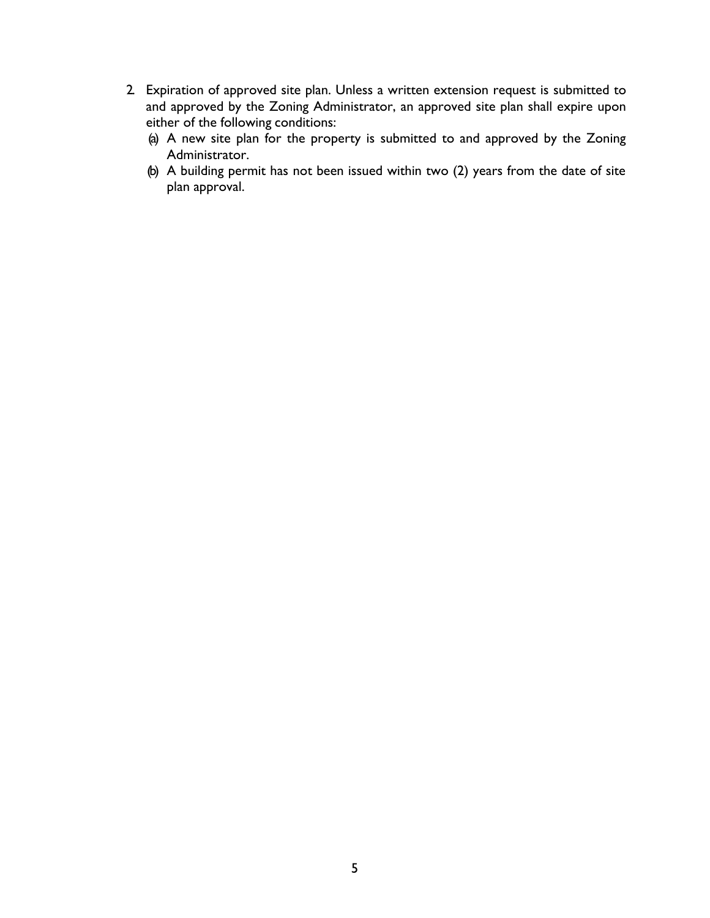2. Expiration of approved site plan. Unless a written extension request is submitted to and approved by the Zoning Administrator, an approved site plan shall expire upon either of the following conditions:
   (a) A new site plan for the property is submitted to and approved by the Zoning Administrator.
   (b) A building permit has not been issued within two (2) years from the date of site plan approval.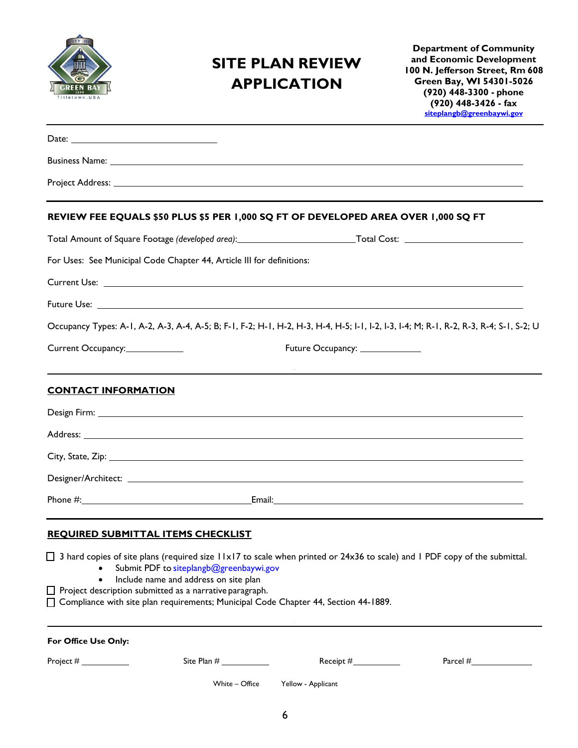# SITE PLAN REVIEW APPLICATION

**Department of Community and Economic Development**
**100 N. Jefferson Street, Rm 608**
**Green Bay, WI 54301-5026**
**(920) 448-3300 - phone**
**(920) 448-3426 - fax**
**siteplangb@greenbaywi.gov**

Date: ______________________________

Business Name: ______________________________

Project Address: ______________________________

**REVIEW FEE EQUALS $50 PLUS $5 PER 1,000 SQ FT OF DEVELOPED AREA OVER 1,000 SQ FT**

Total Amount of Square Footage *(developed area)*: ____________________ Total Cost: ____________________

For Uses: See Municipal Code Chapter 44, Article III for definitions:

Current Use: ______________________________

Future Use: ______________________________

Occupancy Types: A-1, A-2, A-3, A-4, A-5; B; F-1, F-2; H-1, H-2, H-3, H-4, H-5; I-1, I-2, I-3, I-4; M; R-1, R-2, R-3, R-4; S-1, S-2; U

Current Occupancy: ____________ Future Occupancy: ____________

## CONTACT INFORMATION

Design Firm: ______________________________

Address: ______________________________

City, State, Zip: ______________________________

Designer/Architect: ______________________________

Phone #: ____________________ Email: ____________________

## REQUIRED SUBMITTAL ITEMS CHECKLIST

- ☐ 3 hard copies of site plans (required size 11x17 to scale when printed or 24x36 to scale) and 1 PDF copy of the submittal.
  - Submit PDF to siteplangb@greenbaywi.gov
  - Include name and address on site plan
- ☐ Project description submitted as a narrative paragraph.
- ☐ Compliance with site plan requirements; Municipal Code Chapter 44, Section 44-1889.

**For Office Use Only:**

Project # __________ Site Plan # __________ Receipt # __________ Parcel # __________

White – Office Yellow - Applicant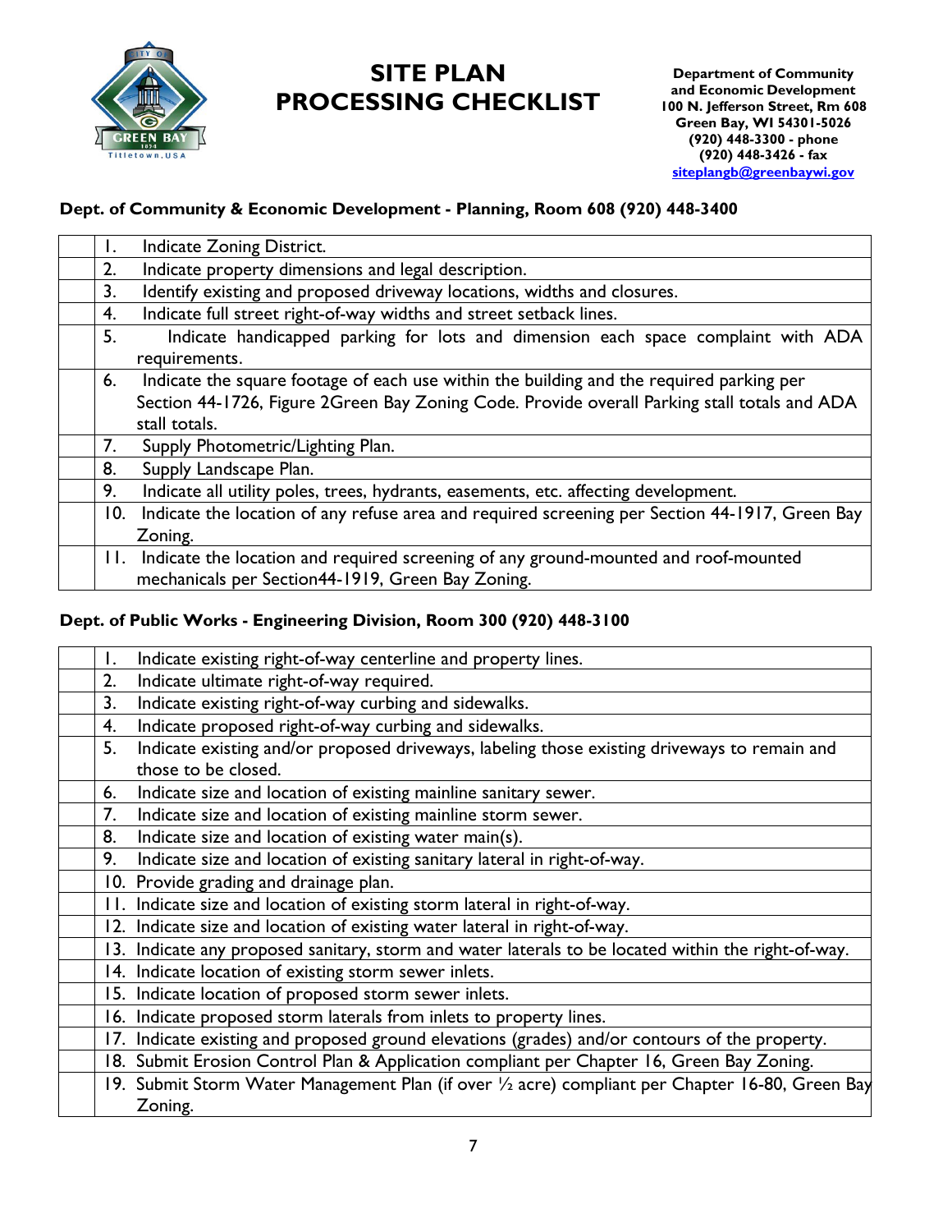# SITE PLAN PROCESSING CHECKLIST

**Department of Community and Economic Development**
**100 N. Jefferson Street, Rm 608**
**Green Bay, WI 54301-5026**
**(920) 448-3300 - phone**
**(920) 448-3426 - fax**
**siteplangb@greenbaywi.gov**

### Dept. of Community & Economic Development - Planning, Room 608 (920) 448-3400

| | |
|---|---|
| | 1. Indicate Zoning District. |
| | 2. Indicate property dimensions and legal description. |
| | 3. Identify existing and proposed driveway locations, widths and closures. |
| | 4. Indicate full street right-of-way widths and street setback lines. |
| | 5. Indicate handicapped parking for lots and dimension each space complaint with ADA requirements. |
| | 6. Indicate the square footage of each use within the building and the required parking per Section 44-1726, Figure 2Green Bay Zoning Code. Provide overall Parking stall totals and ADA stall totals. |
| | 7. Supply Photometric/Lighting Plan. |
| | 8. Supply Landscape Plan. |
| | 9. Indicate all utility poles, trees, hydrants, easements, etc. affecting development. |
| | 10. Indicate the location of any refuse area and required screening per Section 44-1917, Green Bay Zoning. |
| | 11. Indicate the location and required screening of any ground-mounted and roof-mounted mechanicals per Section44-1919, Green Bay Zoning. |

### Dept. of Public Works - Engineering Division, Room 300 (920) 448-3100

| | |
|---|---|
| | 1. Indicate existing right-of-way centerline and property lines. |
| | 2. Indicate ultimate right-of-way required. |
| | 3. Indicate existing right-of-way curbing and sidewalks. |
| | 4. Indicate proposed right-of-way curbing and sidewalks. |
| | 5. Indicate existing and/or proposed driveways, labeling those existing driveways to remain and those to be closed. |
| | 6. Indicate size and location of existing mainline sanitary sewer. |
| | 7. Indicate size and location of existing mainline storm sewer. |
| | 8. Indicate size and location of existing water main(s). |
| | 9. Indicate size and location of existing sanitary lateral in right-of-way. |
| | 10. Provide grading and drainage plan. |
| | 11. Indicate size and location of existing storm lateral in right-of-way. |
| | 12. Indicate size and location of existing water lateral in right-of-way. |
| | 13. Indicate any proposed sanitary, storm and water laterals to be located within the right-of-way. |
| | 14. Indicate location of existing storm sewer inlets. |
| | 15. Indicate location of proposed storm sewer inlets. |
| | 16. Indicate proposed storm laterals from inlets to property lines. |
| | 17. Indicate existing and proposed ground elevations (grades) and/or contours of the property. |
| | 18. Submit Erosion Control Plan & Application compliant per Chapter 16, Green Bay Zoning. |
| | 19. Submit Storm Water Management Plan (if over ½ acre) compliant per Chapter 16-80, Green Bay Zoning. |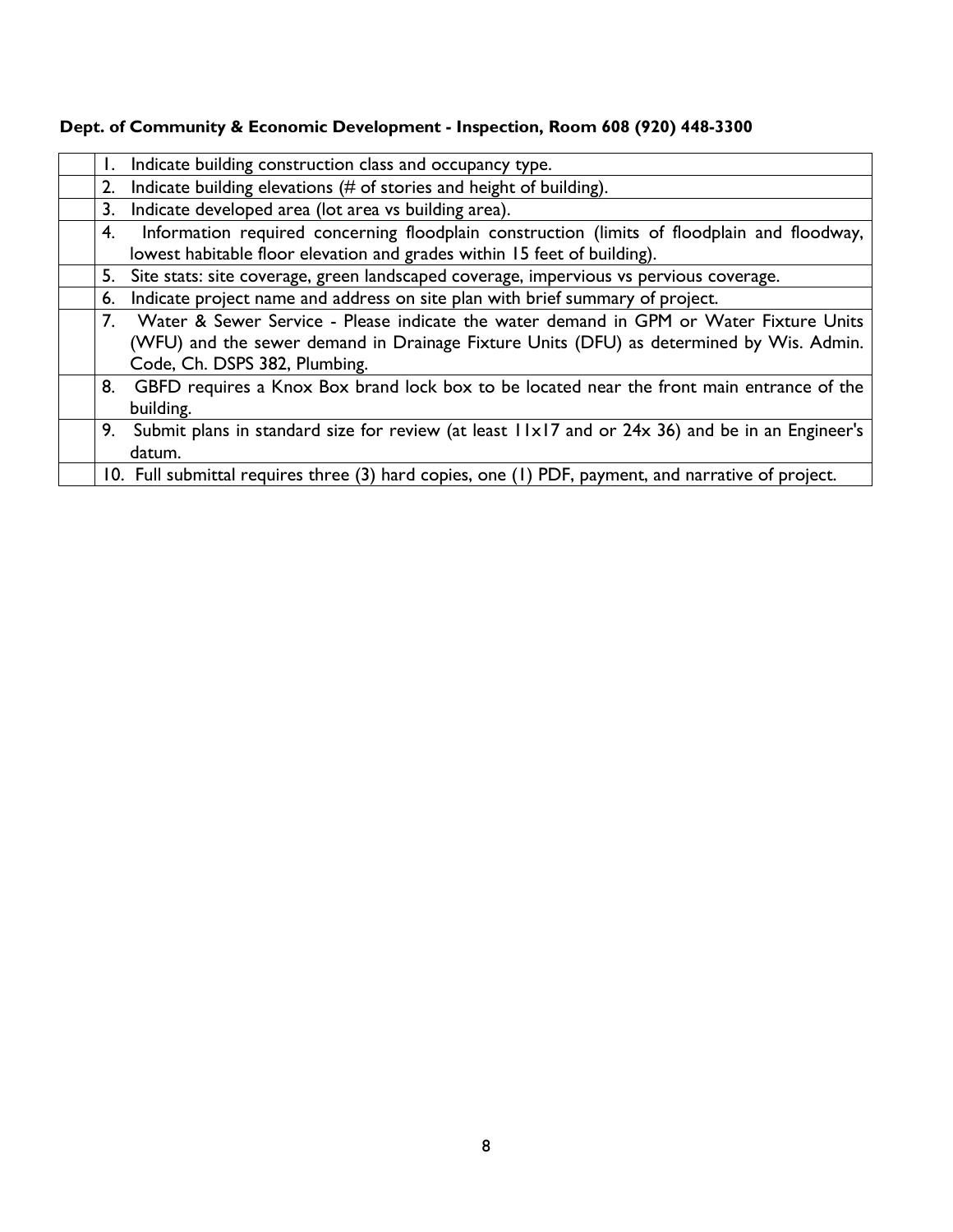**Dept. of Community & Economic Development - Inspection, Room 608 (920) 448-3300**

| | |
|---|---|
| | 1. Indicate building construction class and occupancy type. |
| | 2. Indicate building elevations (# of stories and height of building). |
| | 3. Indicate developed area (lot area vs building area). |
| | 4. Information required concerning floodplain construction (limits of floodplain and floodway, lowest habitable floor elevation and grades within 15 feet of building). |
| | 5. Site stats: site coverage, green landscaped coverage, impervious vs pervious coverage. |
| | 6. Indicate project name and address on site plan with brief summary of project. |
| | 7. Water & Sewer Service - Please indicate the water demand in GPM or Water Fixture Units (WFU) and the sewer demand in Drainage Fixture Units (DFU) as determined by Wis. Admin. Code, Ch. DSPS 382, Plumbing. |
| | 8. GBFD requires a Knox Box brand lock box to be located near the front main entrance of the building. |
| | 9. Submit plans in standard size for review (at least 11x17 and or 24x 36) and be in an Engineer's datum. |
| | 10. Full submittal requires three (3) hard copies, one (1) PDF, payment, and narrative of project. |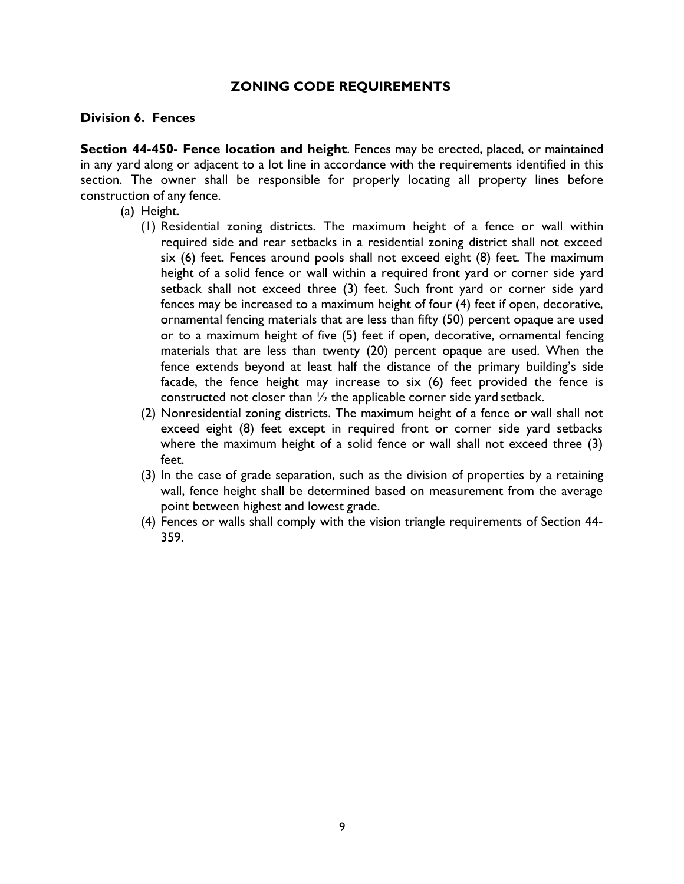## ZONING CODE REQUIREMENTS

### Division 6. Fences

**Section 44-450- Fence location and height**. Fences may be erected, placed, or maintained in any yard along or adjacent to a lot line in accordance with the requirements identified in this section. The owner shall be responsible for properly locating all property lines before construction of any fence.

(a) Height.

(1) Residential zoning districts. The maximum height of a fence or wall within required side and rear setbacks in a residential zoning district shall not exceed six (6) feet. Fences around pools shall not exceed eight (8) feet. The maximum height of a solid fence or wall within a required front yard or corner side yard setback shall not exceed three (3) feet. Such front yard or corner side yard fences may be increased to a maximum height of four (4) feet if open, decorative, ornamental fencing materials that are less than fifty (50) percent opaque are used or to a maximum height of five (5) feet if open, decorative, ornamental fencing materials that are less than twenty (20) percent opaque are used. When the fence extends beyond at least half the distance of the primary building's side facade, the fence height may increase to six (6) feet provided the fence is constructed not closer than ½ the applicable corner side yard setback.

(2) Nonresidential zoning districts. The maximum height of a fence or wall shall not exceed eight (8) feet except in required front or corner side yard setbacks where the maximum height of a solid fence or wall shall not exceed three (3) feet.

(3) In the case of grade separation, such as the division of properties by a retaining wall, fence height shall be determined based on measurement from the average point between highest and lowest grade.

(4) Fences or walls shall comply with the vision triangle requirements of Section 44-359.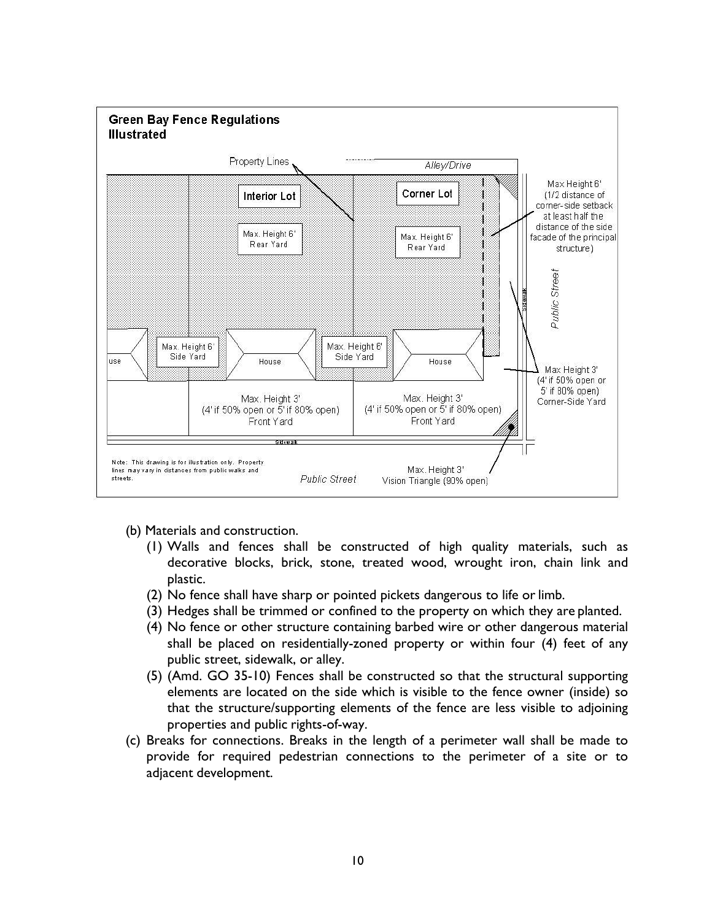**Green Bay Fence Regulations Illustrated**

Note: This drawing is for illustration only. Property lines may vary in distances from public walks and streets.

(b) Materials and construction.

(1) Walls and fences shall be constructed of high quality materials, such as decorative blocks, brick, stone, treated wood, wrought iron, chain link and plastic.

(2) No fence shall have sharp or pointed pickets dangerous to life or limb.

(3) Hedges shall be trimmed or confined to the property on which they are planted.

(4) No fence or other structure containing barbed wire or other dangerous material shall be placed on residentially-zoned property or within four (4) feet of any public street, sidewalk, or alley.

(5) (Amd. GO 35-10) Fences shall be constructed so that the structural supporting elements are located on the side which is visible to the fence owner (inside) so that the structure/supporting elements of the fence are less visible to adjoining properties and public rights-of-way.

(c) Breaks for connections. Breaks in the length of a perimeter wall shall be made to provide for required pedestrian connections to the perimeter of a site or to adjacent development.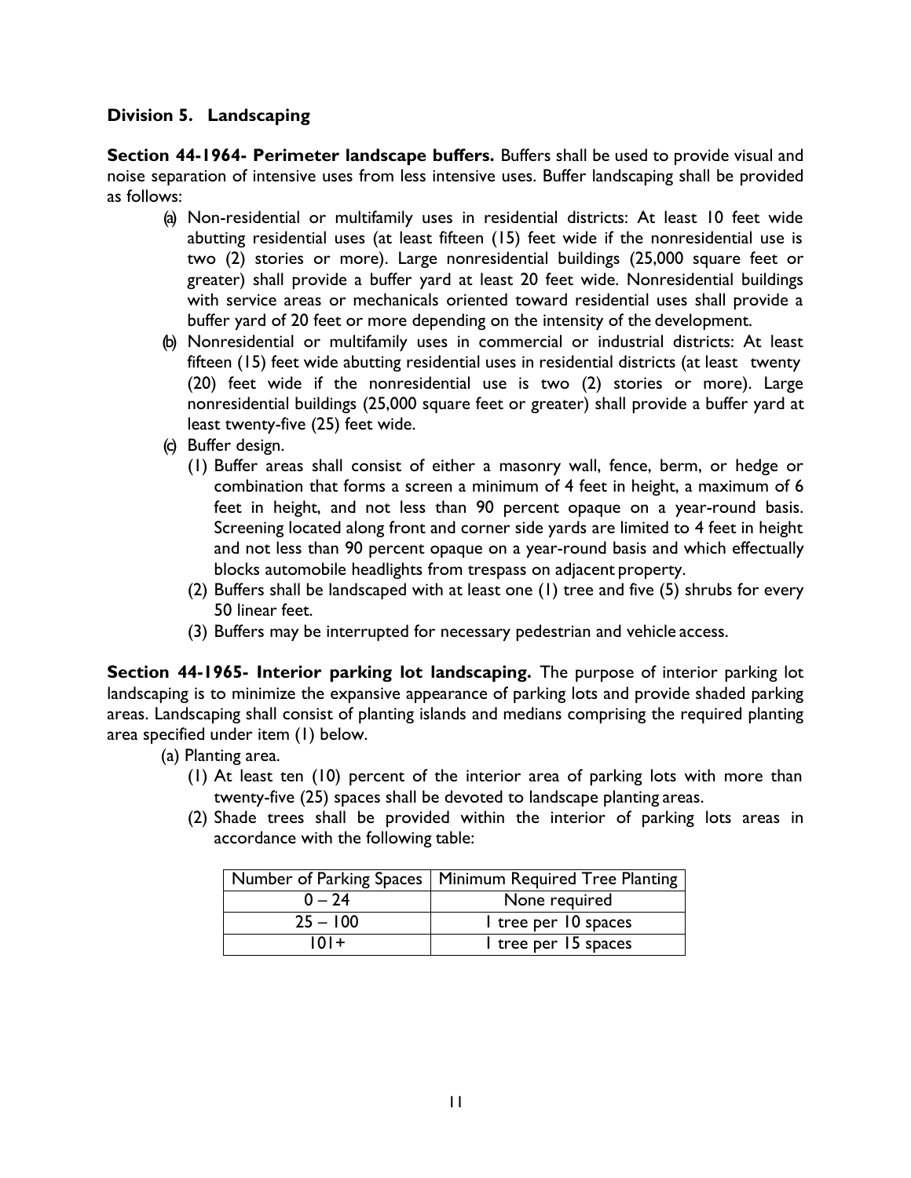### Division 5. Landscaping

**Section 44-1964- Perimeter landscape buffers.** Buffers shall be used to provide visual and noise separation of intensive uses from less intensive uses. Buffer landscaping shall be provided as follows:

- (a) Non-residential or multifamily uses in residential districts: At least 10 feet wide abutting residential uses (at least fifteen (15) feet wide if the nonresidential use is two (2) stories or more). Large nonresidential buildings (25,000 square feet or greater) shall provide a buffer yard at least 20 feet wide. Nonresidential buildings with service areas or mechanicals oriented toward residential uses shall provide a buffer yard of 20 feet or more depending on the intensity of the development.
- (b) Nonresidential or multifamily uses in commercial or industrial districts: At least fifteen (15) feet wide abutting residential uses in residential districts (at least twenty (20) feet wide if the nonresidential use is two (2) stories or more). Large nonresidential buildings (25,000 square feet or greater) shall provide a buffer yard at least twenty-five (25) feet wide.
- (c) Buffer design.
  - (1) Buffer areas shall consist of either a masonry wall, fence, berm, or hedge or combination that forms a screen a minimum of 4 feet in height, a maximum of 6 feet in height, and not less than 90 percent opaque on a year-round basis. Screening located along front and corner side yards are limited to 4 feet in height and not less than 90 percent opaque on a year-round basis and which effectually blocks automobile headlights from trespass on adjacent property.
  - (2) Buffers shall be landscaped with at least one (1) tree and five (5) shrubs for every 50 linear feet.
  - (3) Buffers may be interrupted for necessary pedestrian and vehicle access.

**Section 44-1965- Interior parking lot landscaping.** The purpose of interior parking lot landscaping is to minimize the expansive appearance of parking lots and provide shaded parking areas. Landscaping shall consist of planting islands and medians comprising the required planting area specified under item (1) below.

- (a) Planting area.
  - (1) At least ten (10) percent of the interior area of parking lots with more than twenty-five (25) spaces shall be devoted to landscape planting areas.
  - (2) Shade trees shall be provided within the interior of parking lots areas in accordance with the following table:

| Number of Parking Spaces | Minimum Required Tree Planting |
|---|---|
| 0 – 24 | None required |
| 25 – 100 | 1 tree per 10 spaces |
| 101+ | 1 tree per 15 spaces |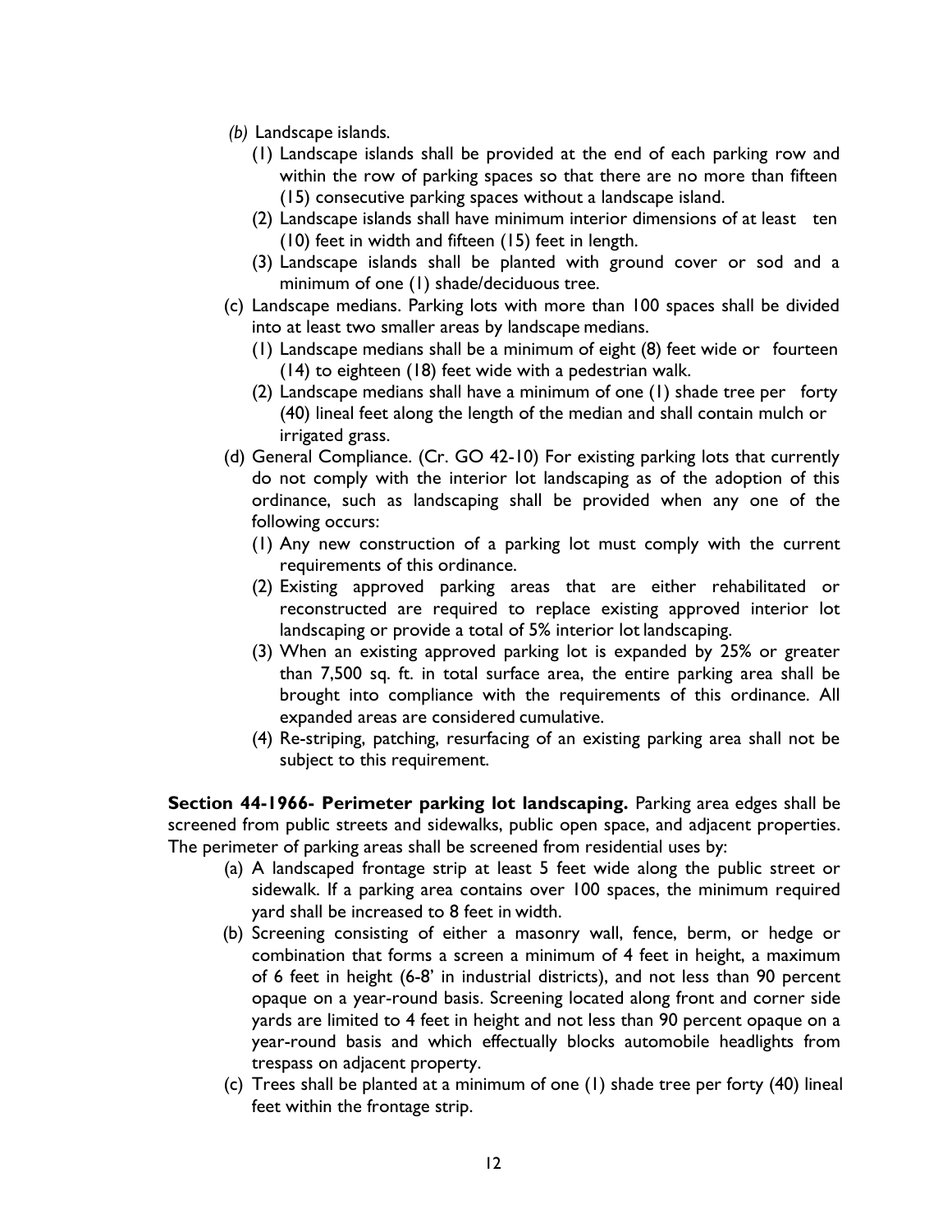*(b)* Landscape islands.

(1) Landscape islands shall be provided at the end of each parking row and within the row of parking spaces so that there are no more than fifteen (15) consecutive parking spaces without a landscape island.

(2) Landscape islands shall have minimum interior dimensions of at least ten (10) feet in width and fifteen (15) feet in length.

(3) Landscape islands shall be planted with ground cover or sod and a minimum of one (1) shade/deciduous tree.

(c) Landscape medians. Parking lots with more than 100 spaces shall be divided into at least two smaller areas by landscape medians.

(1) Landscape medians shall be a minimum of eight (8) feet wide or fourteen (14) to eighteen (18) feet wide with a pedestrian walk.

(2) Landscape medians shall have a minimum of one (1) shade tree per forty (40) lineal feet along the length of the median and shall contain mulch or irrigated grass.

(d) General Compliance. (Cr. GO 42-10) For existing parking lots that currently do not comply with the interior lot landscaping as of the adoption of this ordinance, such as landscaping shall be provided when any one of the following occurs:

(1) Any new construction of a parking lot must comply with the current requirements of this ordinance.

(2) Existing approved parking areas that are either rehabilitated or reconstructed are required to replace existing approved interior lot landscaping or provide a total of 5% interior lot landscaping.

(3) When an existing approved parking lot is expanded by 25% or greater than 7,500 sq. ft. in total surface area, the entire parking area shall be brought into compliance with the requirements of this ordinance. All expanded areas are considered cumulative.

(4) Re-striping, patching, resurfacing of an existing parking area shall not be subject to this requirement.

**Section 44-1966- Perimeter parking lot landscaping.** Parking area edges shall be screened from public streets and sidewalks, public open space, and adjacent properties. The perimeter of parking areas shall be screened from residential uses by:

(a) A landscaped frontage strip at least 5 feet wide along the public street or sidewalk. If a parking area contains over 100 spaces, the minimum required yard shall be increased to 8 feet in width.

(b) Screening consisting of either a masonry wall, fence, berm, or hedge or combination that forms a screen a minimum of 4 feet in height, a maximum of 6 feet in height (6-8' in industrial districts), and not less than 90 percent opaque on a year-round basis. Screening located along front and corner side yards are limited to 4 feet in height and not less than 90 percent opaque on a year-round basis and which effectually blocks automobile headlights from trespass on adjacent property.

(c) Trees shall be planted at a minimum of one (1) shade tree per forty (40) lineal feet within the frontage strip.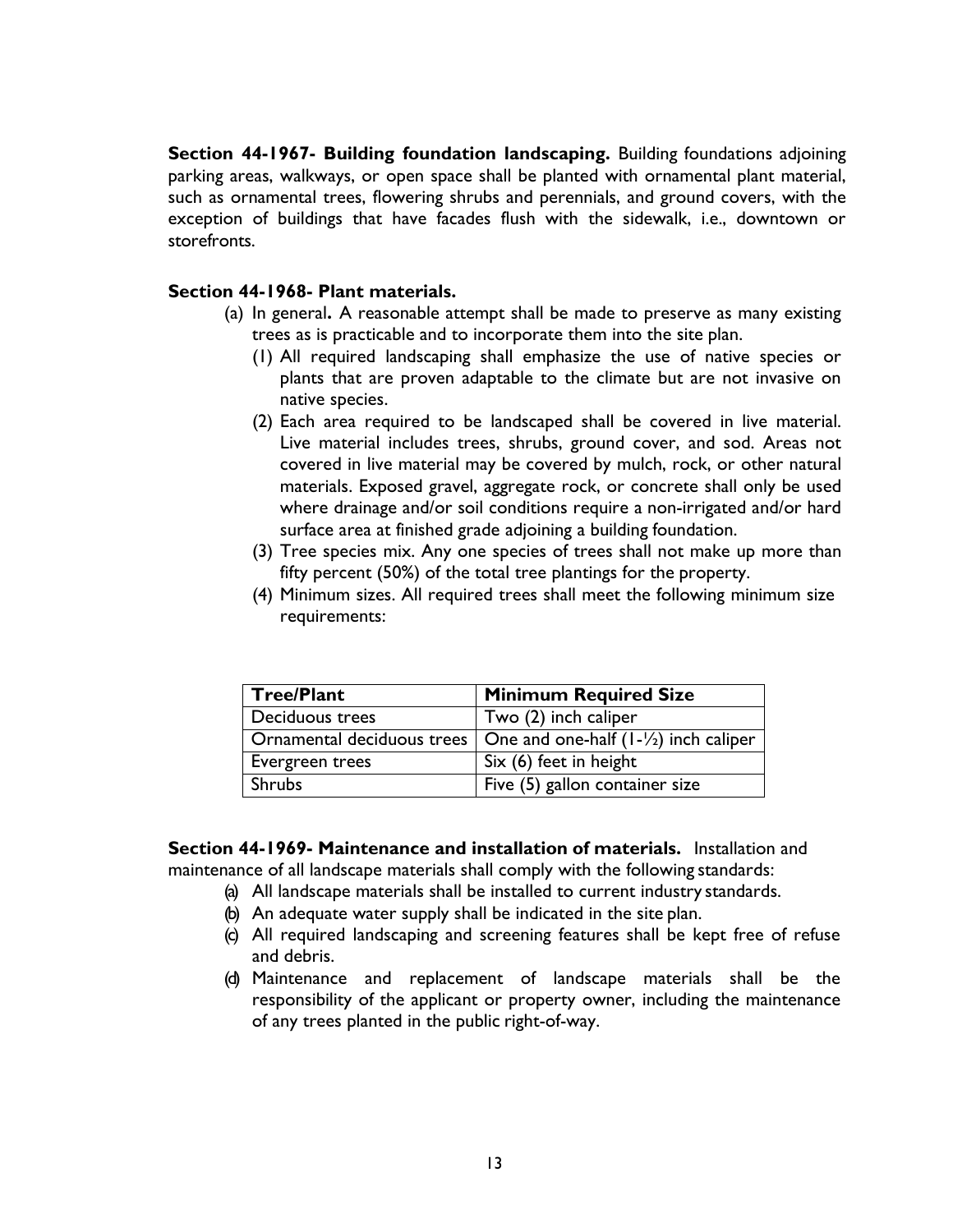**Section 44-1967- Building foundation landscaping.** Building foundations adjoining parking areas, walkways, or open space shall be planted with ornamental plant material, such as ornamental trees, flowering shrubs and perennials, and ground covers, with the exception of buildings that have facades flush with the sidewalk, i.e., downtown or storefronts.

**Section 44-1968- Plant materials.**

(a) In general**.** A reasonable attempt shall be made to preserve as many existing trees as is practicable and to incorporate them into the site plan.

(1) All required landscaping shall emphasize the use of native species or plants that are proven adaptable to the climate but are not invasive on native species.

(2) Each area required to be landscaped shall be covered in live material. Live material includes trees, shrubs, ground cover, and sod. Areas not covered in live material may be covered by mulch, rock, or other natural materials. Exposed gravel, aggregate rock, or concrete shall only be used where drainage and/or soil conditions require a non-irrigated and/or hard surface area at finished grade adjoining a building foundation.

(3) Tree species mix. Any one species of trees shall not make up more than fifty percent (50%) of the total tree plantings for the property.

(4) Minimum sizes. All required trees shall meet the following minimum size requirements:

| **Tree/Plant** | **Minimum Required Size** |
|---|---|
| Deciduous trees | Two (2) inch caliper |
| Ornamental deciduous trees | One and one-half (1-½) inch caliper |
| Evergreen trees | Six (6) feet in height |
| Shrubs | Five (5) gallon container size |

**Section 44-1969- Maintenance and installation of materials.** Installation and maintenance of all landscape materials shall comply with the following standards:

(a) All landscape materials shall be installed to current industry standards.

(b) An adequate water supply shall be indicated in the site plan.

(c) All required landscaping and screening features shall be kept free of refuse and debris.

(d) Maintenance and replacement of landscape materials shall be the responsibility of the applicant or property owner, including the maintenance of any trees planted in the public right-of-way.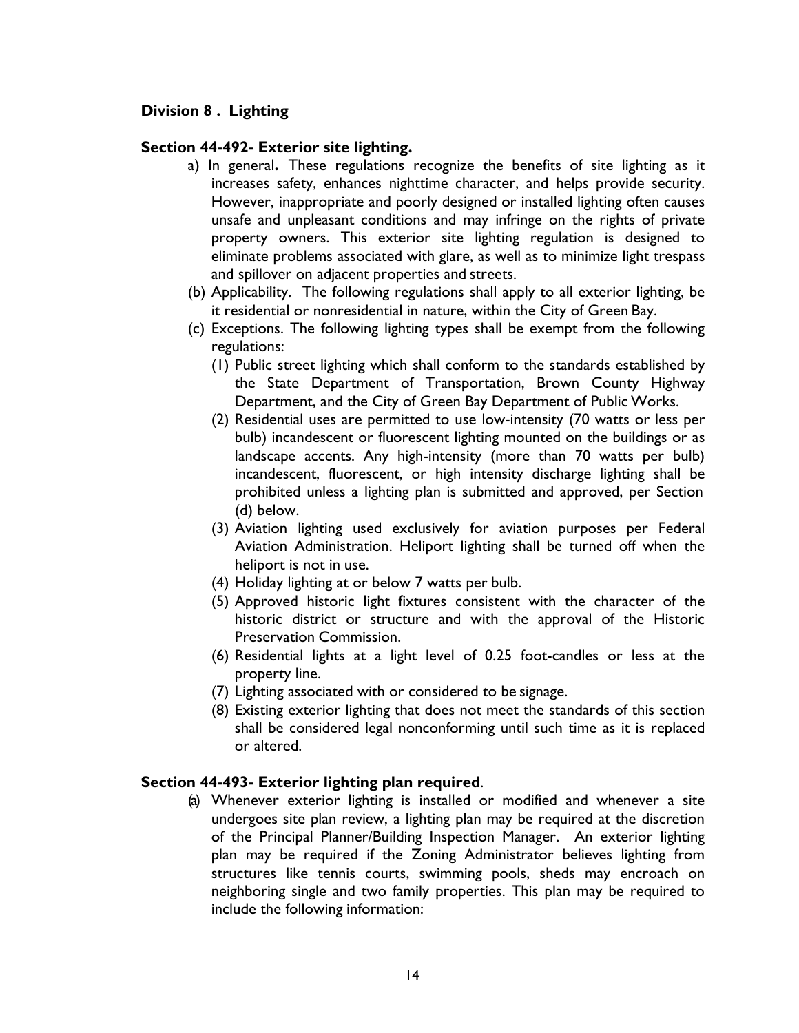## Division 8 . Lighting

### Section 44-492- Exterior site lighting.

a) In general**.** These regulations recognize the benefits of site lighting as it increases safety, enhances nighttime character, and helps provide security. However, inappropriate and poorly designed or installed lighting often causes unsafe and unpleasant conditions and may infringe on the rights of private property owners. This exterior site lighting regulation is designed to eliminate problems associated with glare, as well as to minimize light trespass and spillover on adjacent properties and streets.

(b) Applicability. The following regulations shall apply to all exterior lighting, be it residential or nonresidential in nature, within the City of Green Bay.

(c) Exceptions. The following lighting types shall be exempt from the following regulations:

(1) Public street lighting which shall conform to the standards established by the State Department of Transportation, Brown County Highway Department, and the City of Green Bay Department of Public Works.

(2) Residential uses are permitted to use low-intensity (70 watts or less per bulb) incandescent or fluorescent lighting mounted on the buildings or as landscape accents. Any high-intensity (more than 70 watts per bulb) incandescent, fluorescent, or high intensity discharge lighting shall be prohibited unless a lighting plan is submitted and approved, per Section (d) below.

(3) Aviation lighting used exclusively for aviation purposes per Federal Aviation Administration. Heliport lighting shall be turned off when the heliport is not in use.

(4) Holiday lighting at or below 7 watts per bulb.

(5) Approved historic light fixtures consistent with the character of the historic district or structure and with the approval of the Historic Preservation Commission.

(6) Residential lights at a light level of 0.25 foot-candles or less at the property line.

(7) Lighting associated with or considered to be signage.

(8) Existing exterior lighting that does not meet the standards of this section shall be considered legal nonconforming until such time as it is replaced or altered.

### Section 44-493- Exterior lighting plan required.

(a) Whenever exterior lighting is installed or modified and whenever a site undergoes site plan review, a lighting plan may be required at the discretion of the Principal Planner/Building Inspection Manager. An exterior lighting plan may be required if the Zoning Administrator believes lighting from structures like tennis courts, swimming pools, sheds may encroach on neighboring single and two family properties. This plan may be required to include the following information: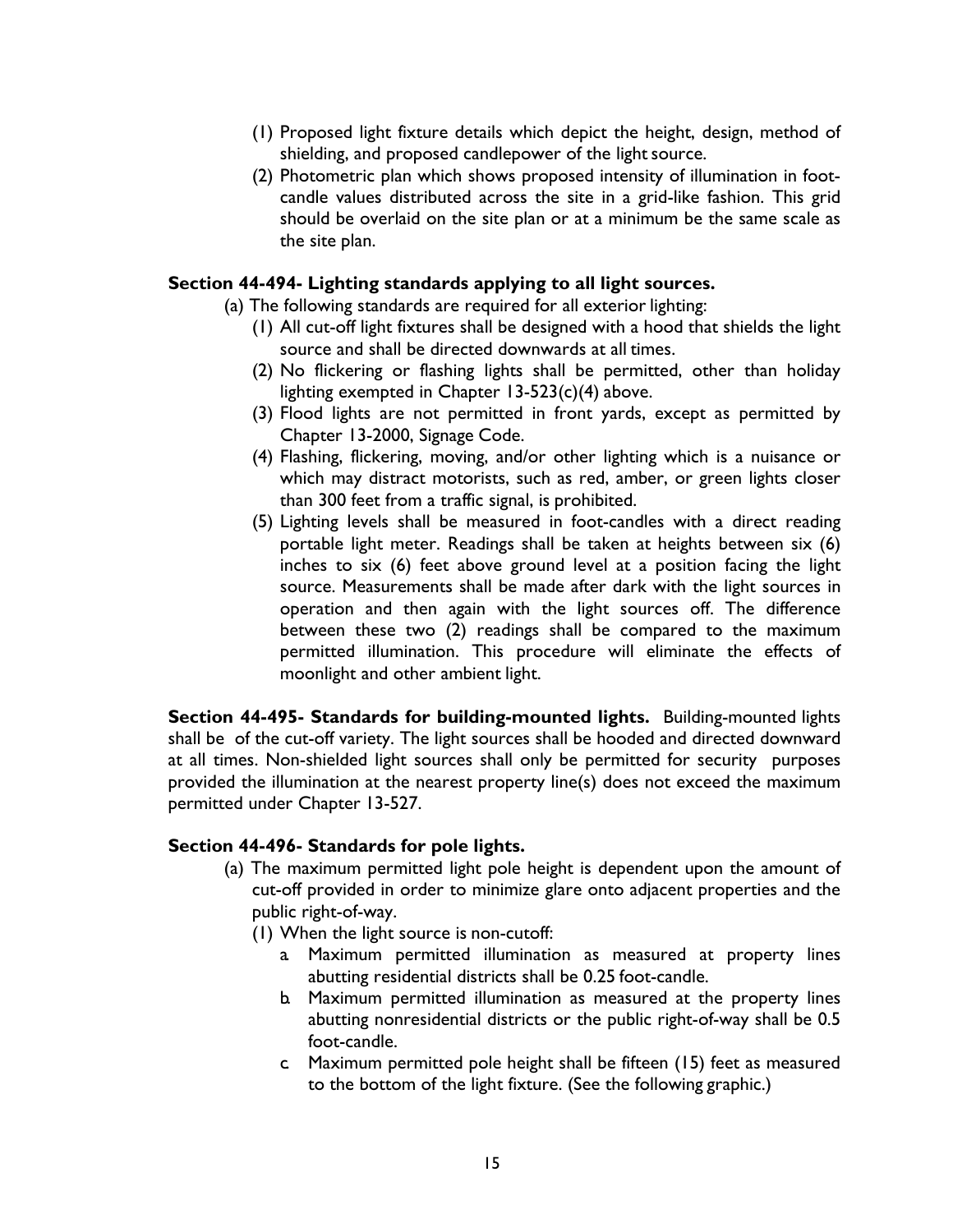(1) Proposed light fixture details which depict the height, design, method of shielding, and proposed candlepower of the light source.

(2) Photometric plan which shows proposed intensity of illumination in foot-candle values distributed across the site in a grid-like fashion. This grid should be overlaid on the site plan or at a minimum be the same scale as the site plan.

**Section 44-494- Lighting standards applying to all light sources.**

(a) The following standards are required for all exterior lighting:

(1) All cut-off light fixtures shall be designed with a hood that shields the light source and shall be directed downwards at all times.

(2) No flickering or flashing lights shall be permitted, other than holiday lighting exempted in Chapter 13-523(c)(4) above.

(3) Flood lights are not permitted in front yards, except as permitted by Chapter 13-2000, Signage Code.

(4) Flashing, flickering, moving, and/or other lighting which is a nuisance or which may distract motorists, such as red, amber, or green lights closer than 300 feet from a traffic signal, is prohibited.

(5) Lighting levels shall be measured in foot-candles with a direct reading portable light meter. Readings shall be taken at heights between six (6) inches to six (6) feet above ground level at a position facing the light source. Measurements shall be made after dark with the light sources in operation and then again with the light sources off. The difference between these two (2) readings shall be compared to the maximum permitted illumination. This procedure will eliminate the effects of moonlight and other ambient light.

**Section 44-495- Standards for building-mounted lights.** Building-mounted lights shall be of the cut-off variety. The light sources shall be hooded and directed downward at all times. Non-shielded light sources shall only be permitted for security purposes provided the illumination at the nearest property line(s) does not exceed the maximum permitted under Chapter 13-527.

**Section 44-496- Standards for pole lights.**

(a) The maximum permitted light pole height is dependent upon the amount of cut-off provided in order to minimize glare onto adjacent properties and the public right-of-way.

(1) When the light source is non-cutoff:

a. Maximum permitted illumination as measured at property lines abutting residential districts shall be 0.25 foot-candle.

b. Maximum permitted illumination as measured at the property lines abutting nonresidential districts or the public right-of-way shall be 0.5 foot-candle.

c. Maximum permitted pole height shall be fifteen (15) feet as measured to the bottom of the light fixture. (See the following graphic.)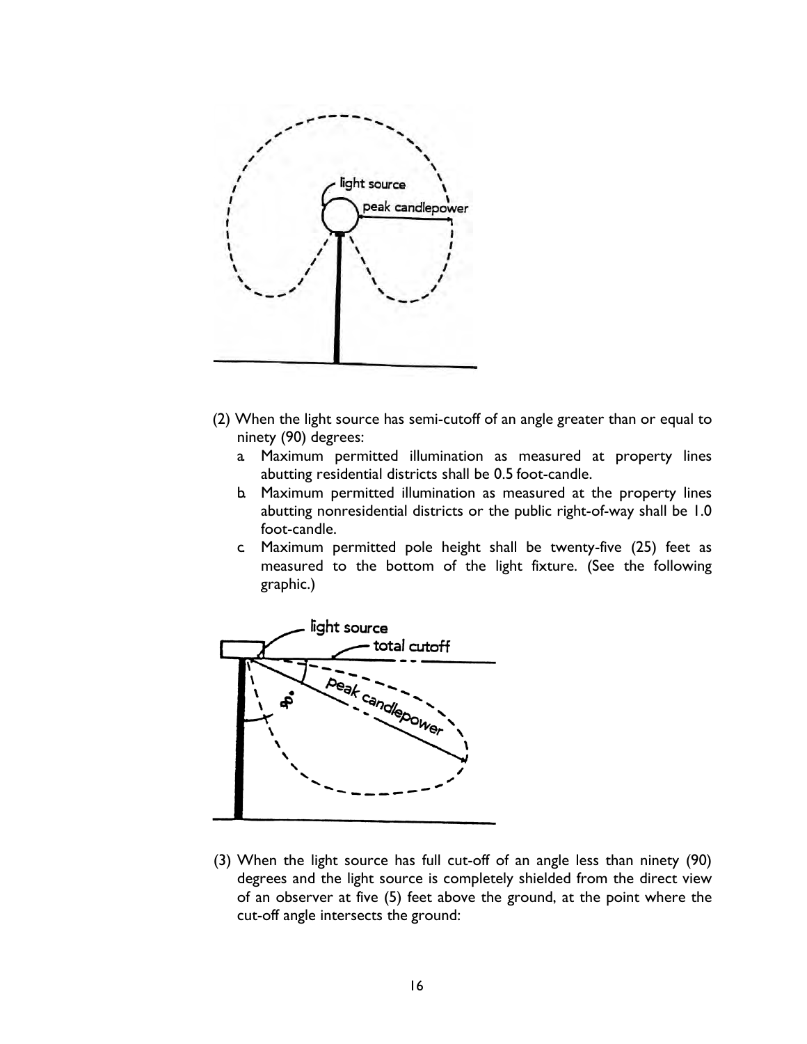(2) When the light source has semi-cutoff of an angle greater than or equal to ninety (90) degrees:

   a. Maximum permitted illumination as measured at property lines abutting residential districts shall be 0.5 foot-candle.

   b. Maximum permitted illumination as measured at the property lines abutting nonresidential districts or the public right-of-way shall be 1.0 foot-candle.

   c. Maximum permitted pole height shall be twenty-five (25) feet as measured to the bottom of the light fixture. (See the following graphic.)

(3) When the light source has full cut-off of an angle less than ninety (90) degrees and the light source is completely shielded from the direct view of an observer at five (5) feet above the ground, at the point where the cut-off angle intersects the ground: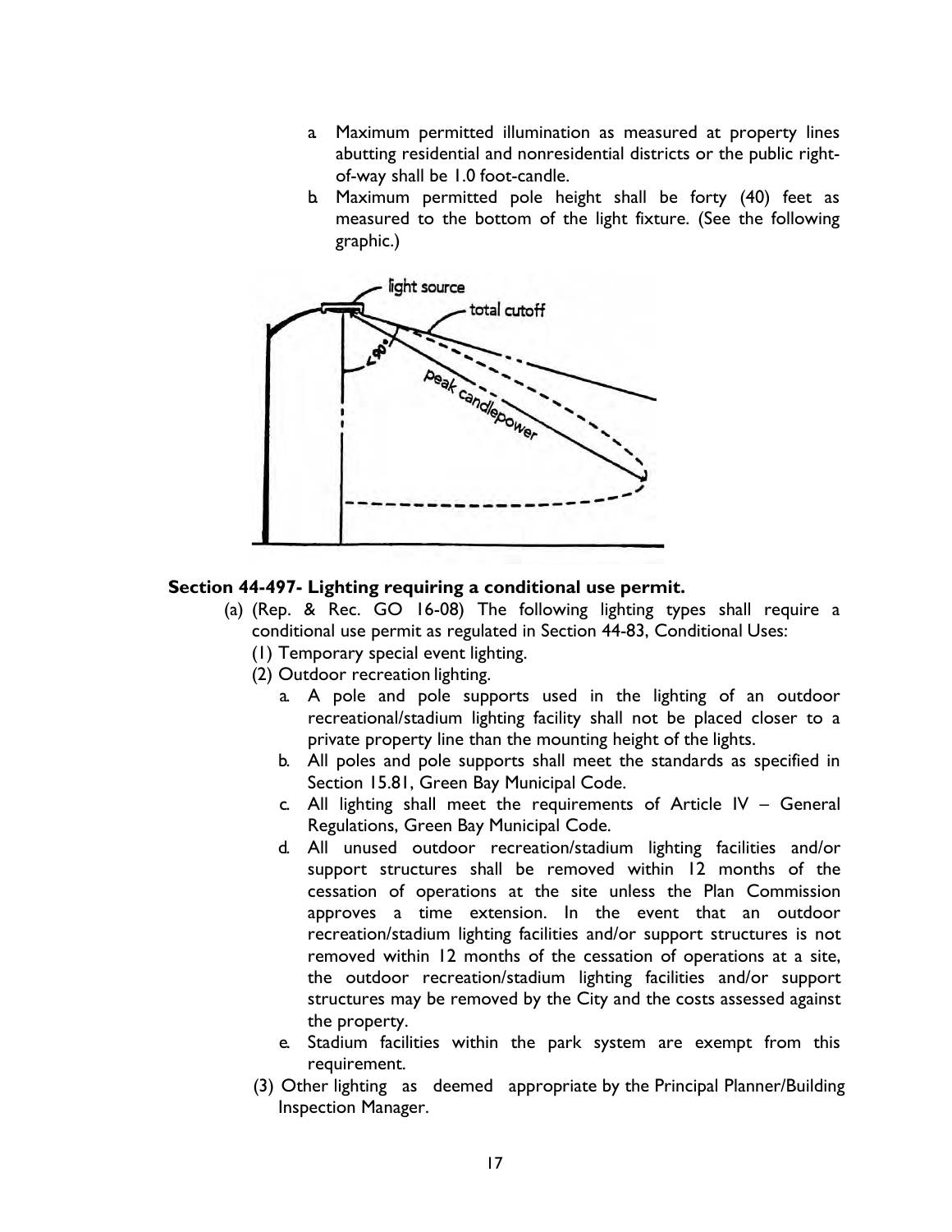a. Maximum permitted illumination as measured at property lines abutting residential and nonresidential districts or the public right-of-way shall be 1.0 foot-candle.

b. Maximum permitted pole height shall be forty (40) feet as measured to the bottom of the light fixture. (See the following graphic.)

**Section 44-497- Lighting requiring a conditional use permit.**

(a) (Rep. & Rec. GO 16-08) The following lighting types shall require a conditional use permit as regulated in Section 44-83, Conditional Uses:

(1) Temporary special event lighting.

(2) Outdoor recreation lighting.

a. A pole and pole supports used in the lighting of an outdoor recreational/stadium lighting facility shall not be placed closer to a private property line than the mounting height of the lights.

b. All poles and pole supports shall meet the standards as specified in Section 15.81, Green Bay Municipal Code.

c. All lighting shall meet the requirements of Article IV – General Regulations, Green Bay Municipal Code.

d. All unused outdoor recreation/stadium lighting facilities and/or support structures shall be removed within 12 months of the cessation of operations at the site unless the Plan Commission approves a time extension. In the event that an outdoor recreation/stadium lighting facilities and/or support structures is not removed within 12 months of the cessation of operations at a site, the outdoor recreation/stadium lighting facilities and/or support structures may be removed by the City and the costs assessed against the property.

e. Stadium facilities within the park system are exempt from this requirement.

(3) Other lighting as deemed appropriate by the Principal Planner/Building Inspection Manager.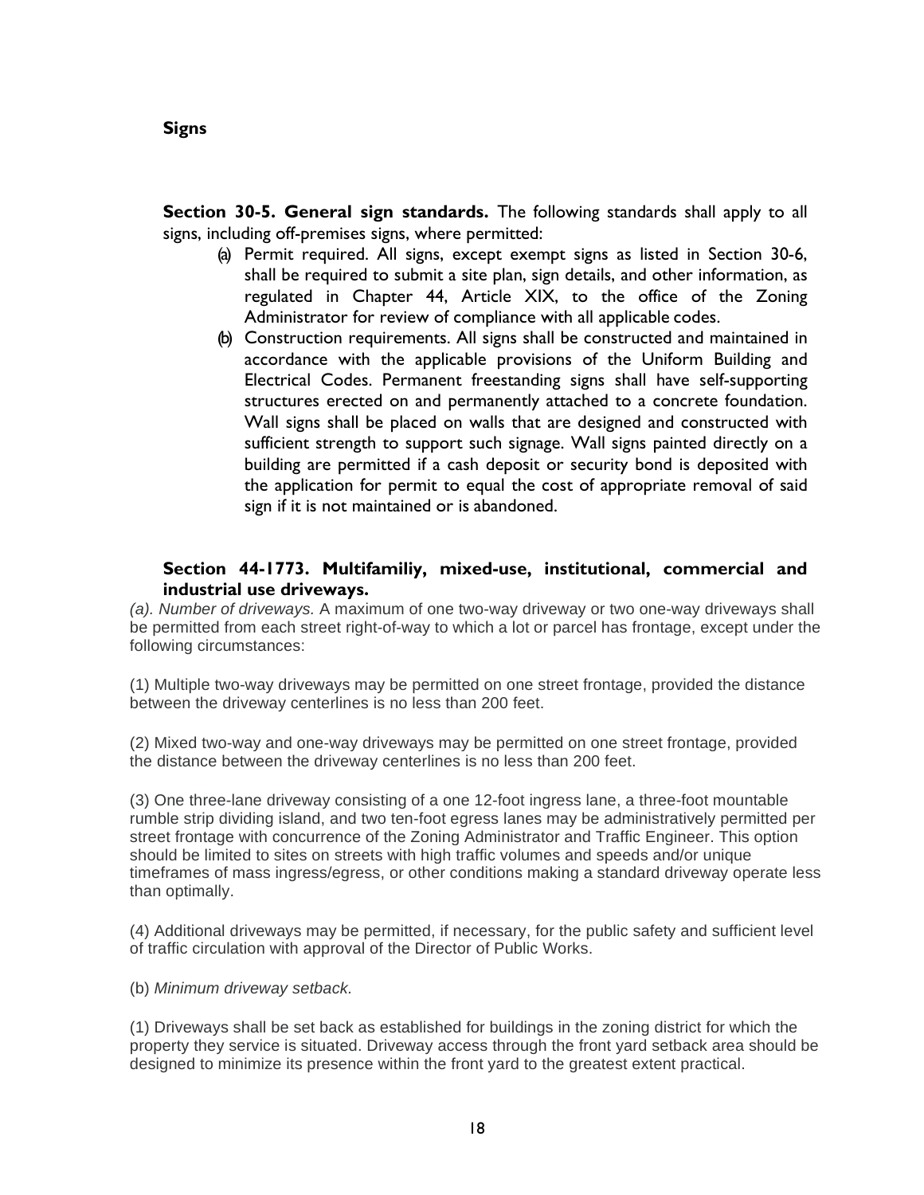## Signs

**Section 30-5. General sign standards.** The following standards shall apply to all signs, including off-premises signs, where permitted:

(a) Permit required. All signs, except exempt signs as listed in Section 30-6, shall be required to submit a site plan, sign details, and other information, as regulated in Chapter 44, Article XIX, to the office of the Zoning Administrator for review of compliance with all applicable codes.

(b) Construction requirements. All signs shall be constructed and maintained in accordance with the applicable provisions of the Uniform Building and Electrical Codes. Permanent freestanding signs shall have self-supporting structures erected on and permanently attached to a concrete foundation. Wall signs shall be placed on walls that are designed and constructed with sufficient strength to support such signage. Wall signs painted directly on a building are permitted if a cash deposit or security bond is deposited with the application for permit to equal the cost of appropriate removal of said sign if it is not maintained or is abandoned.

**Section 44-1773. Multifamiliy, mixed-use, institutional, commercial and industrial use driveways.**

*(a). Number of driveways.* A maximum of one two-way driveway or two one-way driveways shall be permitted from each street right-of-way to which a lot or parcel has frontage, except under the following circumstances:

(1) Multiple two-way driveways may be permitted on one street frontage, provided the distance between the driveway centerlines is no less than 200 feet.

(2) Mixed two-way and one-way driveways may be permitted on one street frontage, provided the distance between the driveway centerlines is no less than 200 feet.

(3) One three-lane driveway consisting of a one 12-foot ingress lane, a three-foot mountable rumble strip dividing island, and two ten-foot egress lanes may be administratively permitted per street frontage with concurrence of the Zoning Administrator and Traffic Engineer. This option should be limited to sites on streets with high traffic volumes and speeds and/or unique timeframes of mass ingress/egress, or other conditions making a standard driveway operate less than optimally.

(4) Additional driveways may be permitted, if necessary, for the public safety and sufficient level of traffic circulation with approval of the Director of Public Works.

(b) *Minimum driveway setback.*

(1) Driveways shall be set back as established for buildings in the zoning district for which the property they service is situated. Driveway access through the front yard setback area should be designed to minimize its presence within the front yard to the greatest extent practical.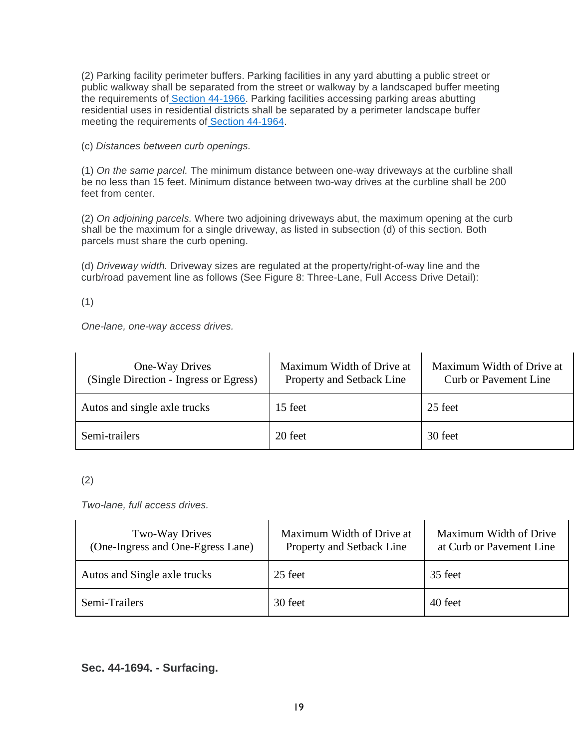(2) Parking facility perimeter buffers. Parking facilities in any yard abutting a public street or public walkway shall be separated from the street or walkway by a landscaped buffer meeting the requirements of Section 44-1966. Parking facilities accessing parking areas abutting residential uses in residential districts shall be separated by a perimeter landscape buffer meeting the requirements of Section 44-1964.

(c) *Distances between curb openings.*

(1) *On the same parcel.* The minimum distance between one-way driveways at the curbline shall be no less than 15 feet. Minimum distance between two-way drives at the curbline shall be 200 feet from center.

(2) *On adjoining parcels.* Where two adjoining driveways abut, the maximum opening at the curb shall be the maximum for a single driveway, as listed in subsection (d) of this section. Both parcels must share the curb opening.

(d) *Driveway width.* Driveway sizes are regulated at the property/right-of-way line and the curb/road pavement line as follows (See Figure 8: Three-Lane, Full Access Drive Detail):

(1)

*One-lane, one-way access drives.*

| One-Way Drives (Single Direction - Ingress or Egress) | Maximum Width of Drive at Property and Setback Line | Maximum Width of Drive at Curb or Pavement Line |
|---|---|---|
| Autos and single axle trucks | 15 feet | 25 feet |
| Semi-trailers | 20 feet | 30 feet |

(2)

*Two-lane, full access drives.*

| Two-Way Drives (One-Ingress and One-Egress Lane) | Maximum Width of Drive at Property and Setback Line | Maximum Width of Drive at Curb or Pavement Line |
|---|---|---|
| Autos and Single axle trucks | 25 feet | 35 feet |
| Semi-Trailers | 30 feet | 40 feet |

### Sec. 44-1694. - Surfacing.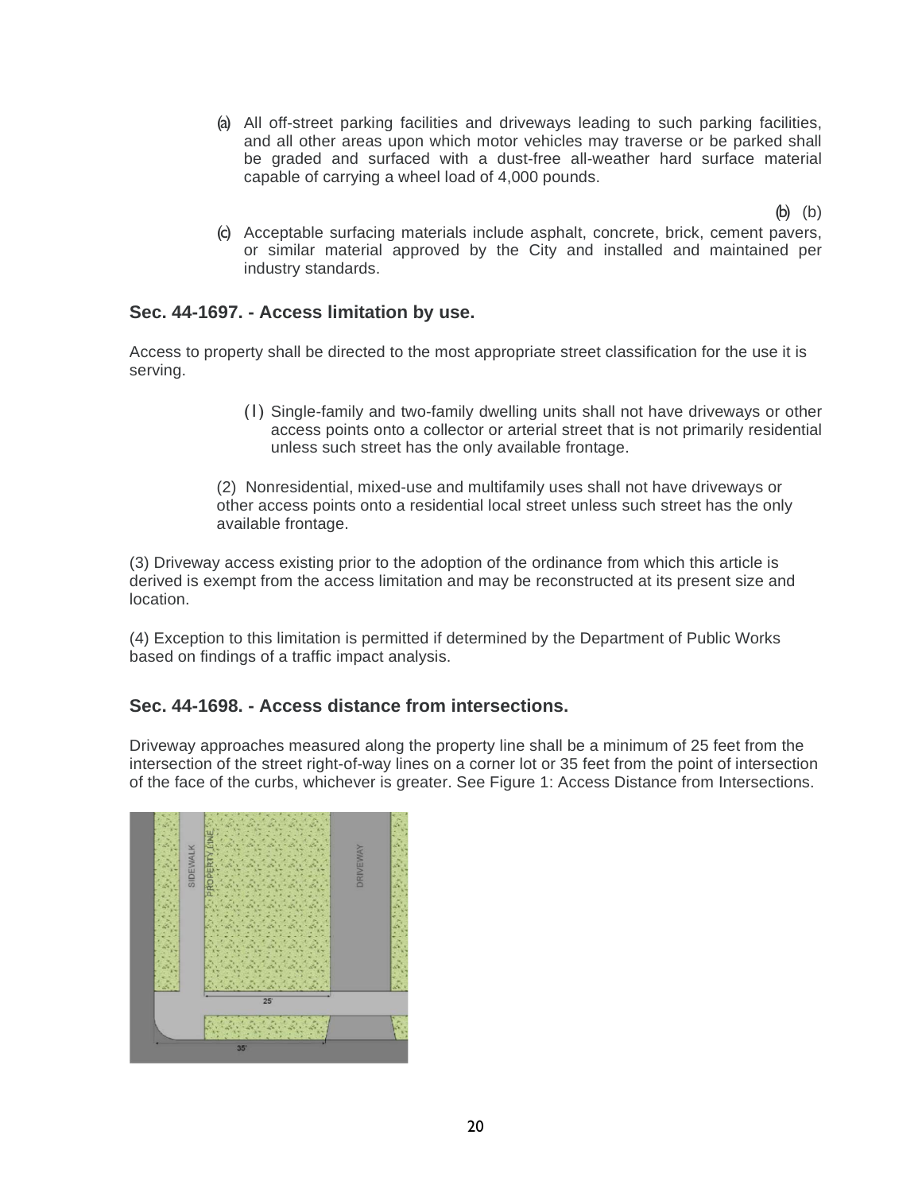(a) All off-street parking facilities and driveways leading to such parking facilities, and all other areas upon which motor vehicles may traverse or be parked shall be graded and surfaced with a dust-free all-weather hard surface material capable of carrying a wheel load of 4,000 pounds.

(b) (b)

(c) Acceptable surfacing materials include asphalt, concrete, brick, cement pavers, or similar material approved by the City and installed and maintained per industry standards.

### Sec. 44-1697. - Access limitation by use.

Access to property shall be directed to the most appropriate street classification for the use it is serving.

(1) Single-family and two-family dwelling units shall not have driveways or other access points onto a collector or arterial street that is not primarily residential unless such street has the only available frontage.

(2) Nonresidential, mixed-use and multifamily uses shall not have driveways or other access points onto a residential local street unless such street has the only available frontage.

(3) Driveway access existing prior to the adoption of the ordinance from which this article is derived is exempt from the access limitation and may be reconstructed at its present size and location.

(4) Exception to this limitation is permitted if determined by the Department of Public Works based on findings of a traffic impact analysis.

### Sec. 44-1698. - Access distance from intersections.

Driveway approaches measured along the property line shall be a minimum of 25 feet from the intersection of the street right-of-way lines on a corner lot or 35 feet from the point of intersection of the face of the curbs, whichever is greater. See Figure 1: Access Distance from Intersections.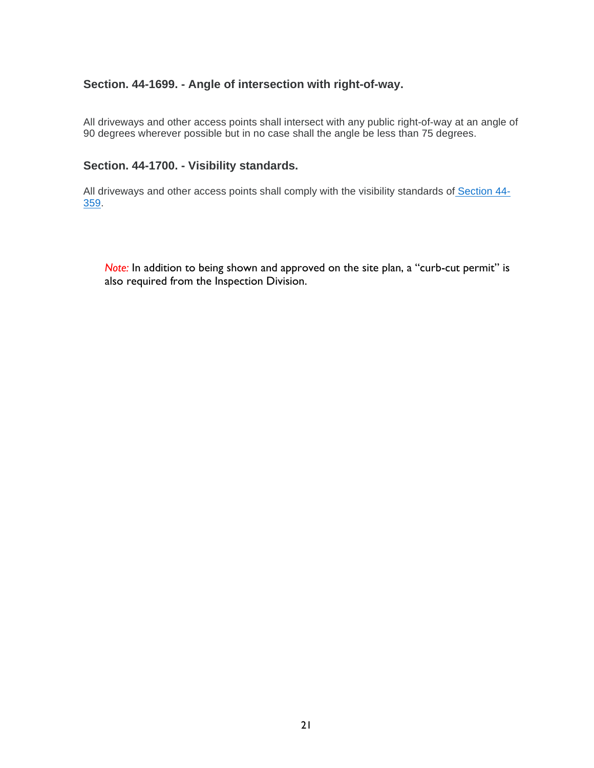### Section. 44-1699. - Angle of intersection with right-of-way.

All driveways and other access points shall intersect with any public right-of-way at an angle of 90 degrees wherever possible but in no case shall the angle be less than 75 degrees.

### Section. 44-1700. - Visibility standards.

All driveways and other access points shall comply with the visibility standards of Section 44-359.

*Note:* In addition to being shown and approved on the site plan, a "curb-cut permit" is also required from the Inspection Division.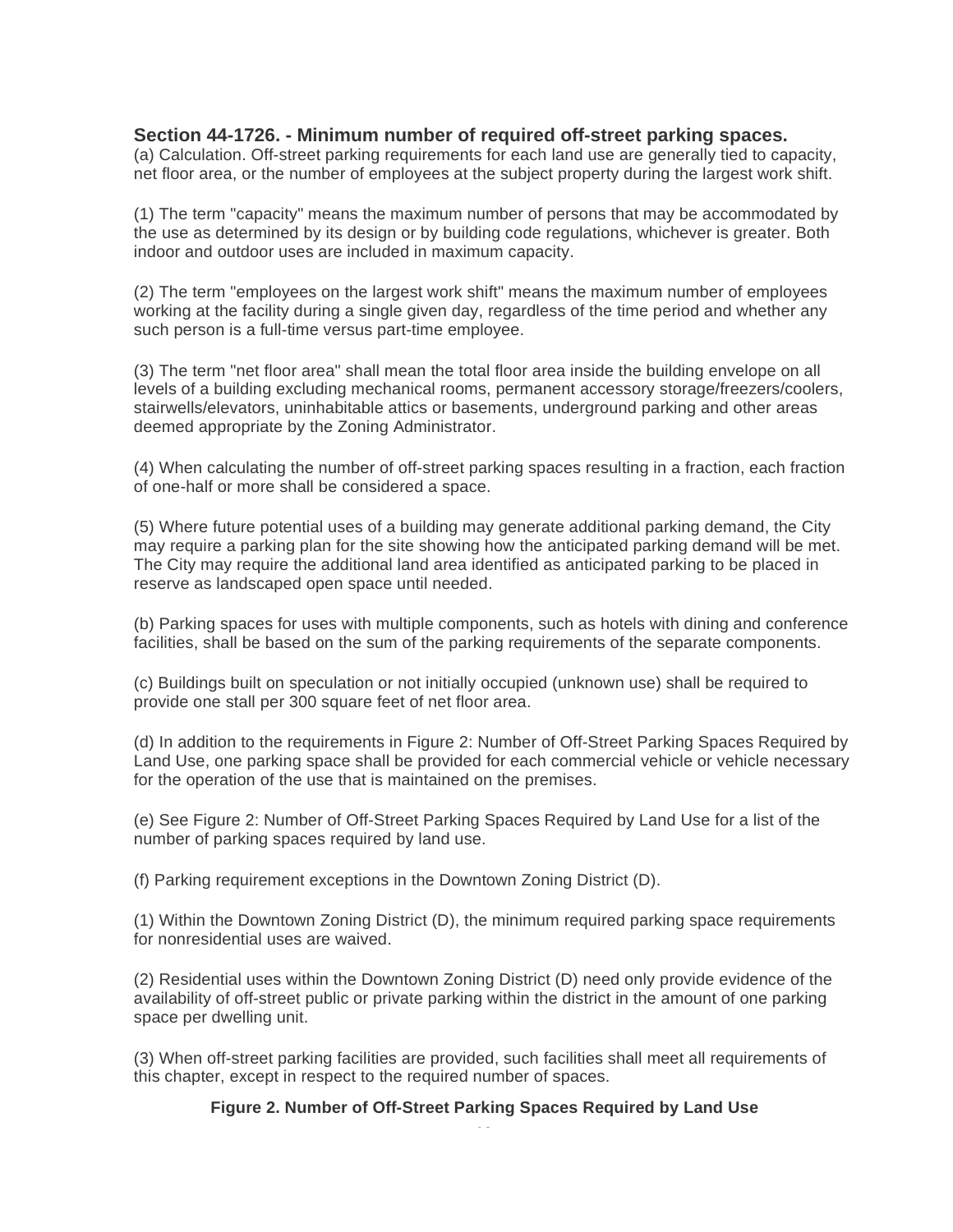## Section 44-1726. - Minimum number of required off-street parking spaces.

(a) Calculation. Off-street parking requirements for each land use are generally tied to capacity, net floor area, or the number of employees at the subject property during the largest work shift.

(1) The term "capacity" means the maximum number of persons that may be accommodated by the use as determined by its design or by building code regulations, whichever is greater. Both indoor and outdoor uses are included in maximum capacity.

(2) The term "employees on the largest work shift" means the maximum number of employees working at the facility during a single given day, regardless of the time period and whether any such person is a full-time versus part-time employee.

(3) The term "net floor area" shall mean the total floor area inside the building envelope on all levels of a building excluding mechanical rooms, permanent accessory storage/freezers/coolers, stairwells/elevators, uninhabitable attics or basements, underground parking and other areas deemed appropriate by the Zoning Administrator.

(4) When calculating the number of off-street parking spaces resulting in a fraction, each fraction of one-half or more shall be considered a space.

(5) Where future potential uses of a building may generate additional parking demand, the City may require a parking plan for the site showing how the anticipated parking demand will be met. The City may require the additional land area identified as anticipated parking to be placed in reserve as landscaped open space until needed.

(b) Parking spaces for uses with multiple components, such as hotels with dining and conference facilities, shall be based on the sum of the parking requirements of the separate components.

(c) Buildings built on speculation or not initially occupied (unknown use) shall be required to provide one stall per 300 square feet of net floor area.

(d) In addition to the requirements in Figure 2: Number of Off-Street Parking Spaces Required by Land Use, one parking space shall be provided for each commercial vehicle or vehicle necessary for the operation of the use that is maintained on the premises.

(e) See Figure 2: Number of Off-Street Parking Spaces Required by Land Use for a list of the number of parking spaces required by land use.

(f) Parking requirement exceptions in the Downtown Zoning District (D).

(1) Within the Downtown Zoning District (D), the minimum required parking space requirements for nonresidential uses are waived.

(2) Residential uses within the Downtown Zoning District (D) need only provide evidence of the availability of off-street public or private parking within the district in the amount of one parking space per dwelling unit.

(3) When off-street parking facilities are provided, such facilities shall meet all requirements of this chapter, except in respect to the required number of spaces.

**Figure 2. Number of Off-Street Parking Spaces Required by Land Use**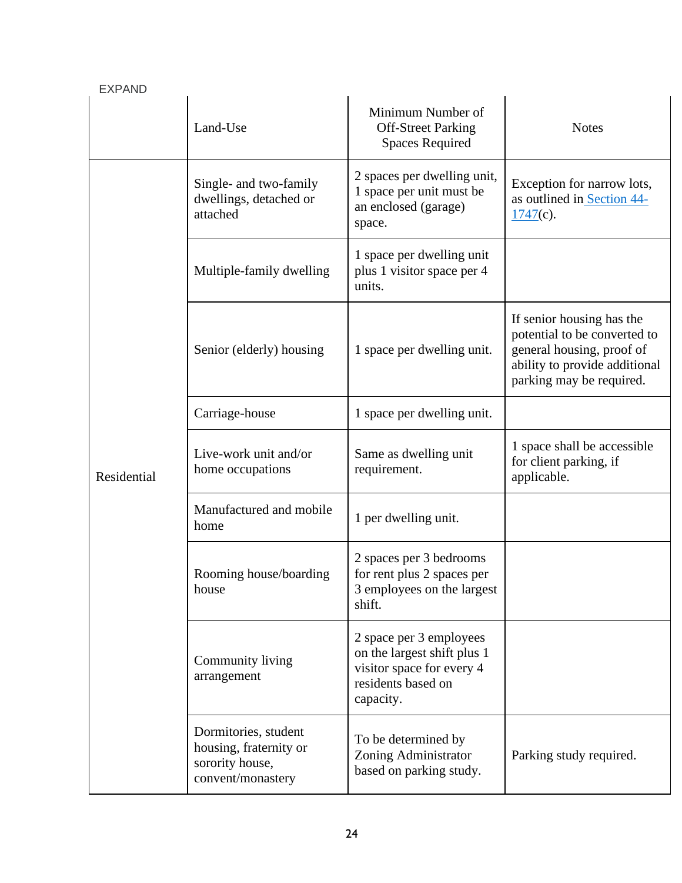EXPAND

| | Land-Use | Minimum Number of Off-Street Parking Spaces Required | Notes |
|---|---|---|---|
| Residential | Single- and two-family dwellings, detached or attached | 2 spaces per dwelling unit, 1 space per unit must be an enclosed (garage) space. | Exception for narrow lots, as outlined in [Section 44-1747](c). |
| | Multiple-family dwelling | 1 space per dwelling unit plus 1 visitor space per 4 units. | |
| | Senior (elderly) housing | 1 space per dwelling unit. | If senior housing has the potential to be converted to general housing, proof of ability to provide additional parking may be required. |
| | Carriage-house | 1 space per dwelling unit. | |
| | Live-work unit and/or home occupations | Same as dwelling unit requirement. | 1 space shall be accessible for client parking, if applicable. |
| | Manufactured and mobile home | 1 per dwelling unit. | |
| | Rooming house/boarding house | 2 spaces per 3 bedrooms for rent plus 2 spaces per 3 employees on the largest shift. | |
| | Community living arrangement | 2 space per 3 employees on the largest shift plus 1 visitor space for every 4 residents based on capacity. | |
| | Dormitories, student housing, fraternity or sorority house, convent/monastery | To be determined by Zoning Administrator based on parking study. | Parking study required. |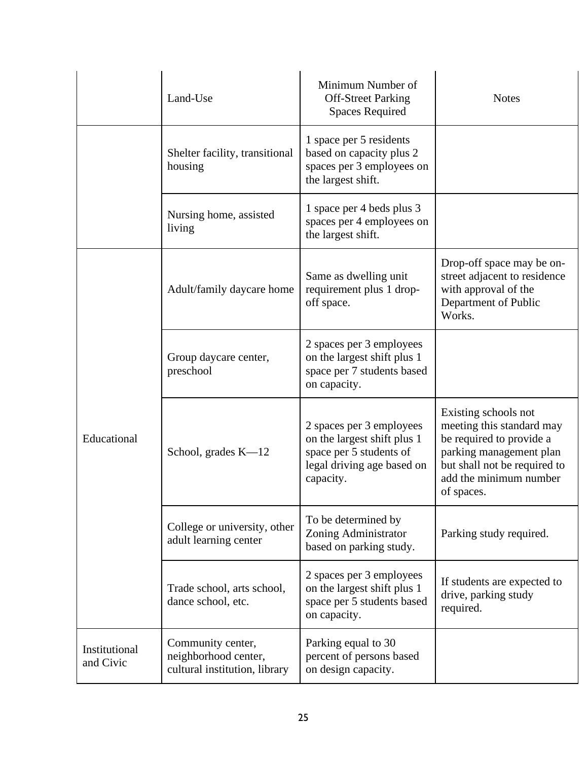| | Land-Use | Minimum Number of Off-Street Parking Spaces Required | Notes |
|---|---|---|---|
| | Shelter facility, transitional housing | 1 space per 5 residents based on capacity plus 2 spaces per 3 employees on the largest shift. | |
| | Nursing home, assisted living | 1 space per 4 beds plus 3 spaces per 4 employees on the largest shift. | |
| Educational | Adult/family daycare home | Same as dwelling unit requirement plus 1 drop-off space. | Drop-off space may be on-street adjacent to residence with approval of the Department of Public Works. |
| | Group daycare center, preschool | 2 spaces per 3 employees on the largest shift plus 1 space per 7 students based on capacity. | |
| | School, grades K—12 | 2 spaces per 3 employees on the largest shift plus 1 space per 5 students of legal driving age based on capacity. | Existing schools not meeting this standard may be required to provide a parking management plan but shall not be required to add the minimum number of spaces. |
| | College or university, other adult learning center | To be determined by Zoning Administrator based on parking study. | Parking study required. |
| | Trade school, arts school, dance school, etc. | 2 spaces per 3 employees on the largest shift plus 1 space per 5 students based on capacity. | If students are expected to drive, parking study required. |
| Institutional and Civic | Community center, neighborhood center, cultural institution, library | Parking equal to 30 percent of persons based on design capacity. | |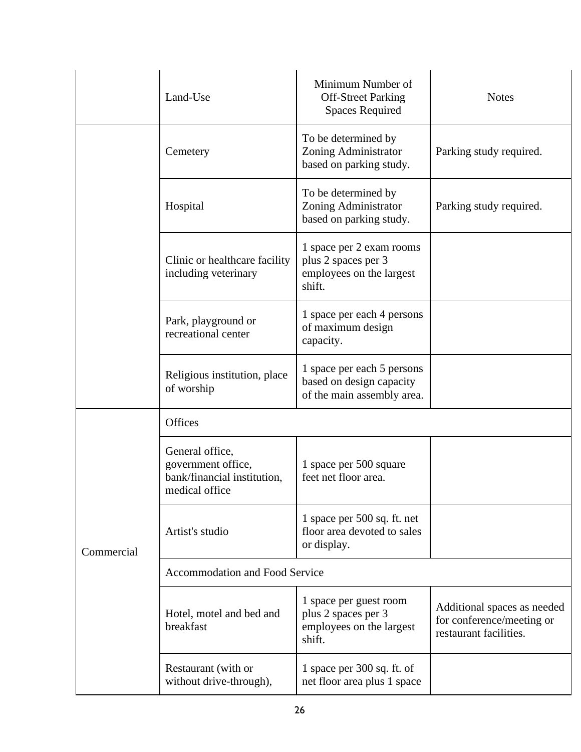| | Land-Use | Minimum Number of Off-Street Parking Spaces Required | Notes |
|---|---|---|---|
| | Cemetery | To be determined by Zoning Administrator based on parking study. | Parking study required. |
| | Hospital | To be determined by Zoning Administrator based on parking study. | Parking study required. |
| | Clinic or healthcare facility including veterinary | 1 space per 2 exam rooms plus 2 spaces per 3 employees on the largest shift. | |
| | Park, playground or recreational center | 1 space per each 4 persons of maximum design capacity. | |
| | Religious institution, place of worship | 1 space per each 5 persons based on design capacity of the main assembly area. | |
| Commercial | Offices | | |
| | General office, government office, bank/financial institution, medical office | 1 space per 500 square feet net floor area. | |
| | Artist's studio | 1 space per 500 sq. ft. net floor area devoted to sales or display. | |
| | Accommodation and Food Service | | |
| | Hotel, motel and bed and breakfast | 1 space per guest room plus 2 spaces per 3 employees on the largest shift. | Additional spaces as needed for conference/meeting or restaurant facilities. |
| | Restaurant (with or without drive-through), | 1 space per 300 sq. ft. of net floor area plus 1 space | |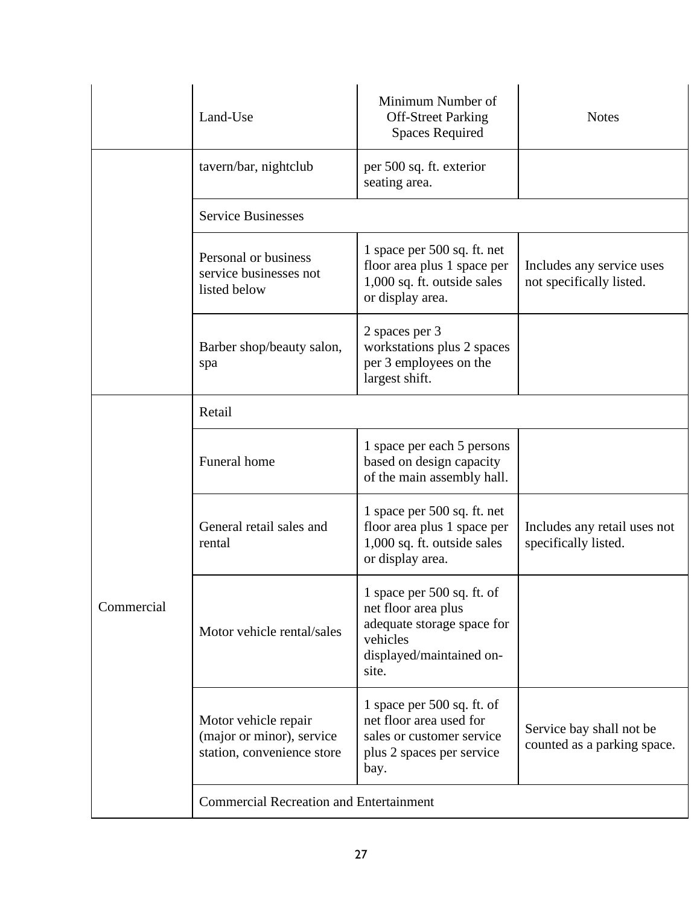| | Land-Use | Minimum Number of Off-Street Parking Spaces Required | Notes |
|---|---|---|---|
| | tavern/bar, nightclub | per 500 sq. ft. exterior seating area. | |
| | Service Businesses | | |
| | Personal or business service businesses not listed below | 1 space per 500 sq. ft. net floor area plus 1 space per 1,000 sq. ft. outside sales or display area. | Includes any service uses not specifically listed. |
| | Barber shop/beauty salon, spa | 2 spaces per 3 workstations plus 2 spaces per 3 employees on the largest shift. | |
| Commercial | Retail | | |
| | Funeral home | 1 space per each 5 persons based on design capacity of the main assembly hall. | |
| | General retail sales and rental | 1 space per 500 sq. ft. net floor area plus 1 space per 1,000 sq. ft. outside sales or display area. | Includes any retail uses not specifically listed. |
| | Motor vehicle rental/sales | 1 space per 500 sq. ft. of net floor area plus adequate storage space for vehicles displayed/maintained on-site. | |
| | Motor vehicle repair (major or minor), service station, convenience store | 1 space per 500 sq. ft. of net floor area used for sales or customer service plus 2 spaces per service bay. | Service bay shall not be counted as a parking space. |
| | Commercial Recreation and Entertainment | | |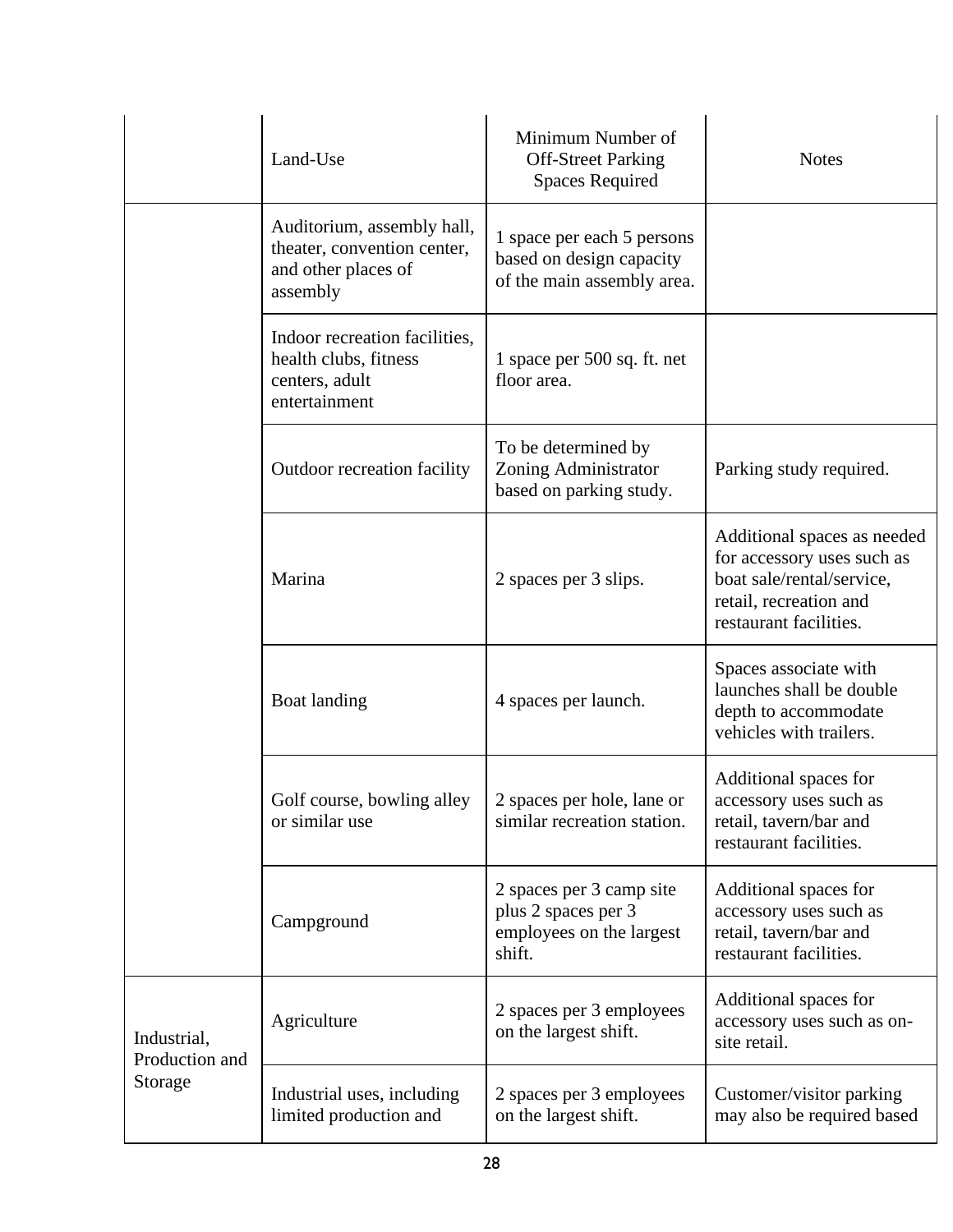| | Land-Use | Minimum Number of Off-Street Parking Spaces Required | Notes |
|---|---|---|---|
| | Auditorium, assembly hall, theater, convention center, and other places of assembly | 1 space per each 5 persons based on design capacity of the main assembly area. | |
| | Indoor recreation facilities, health clubs, fitness centers, adult entertainment | 1 space per 500 sq. ft. net floor area. | |
| | Outdoor recreation facility | To be determined by Zoning Administrator based on parking study. | Parking study required. |
| | Marina | 2 spaces per 3 slips. | Additional spaces as needed for accessory uses such as boat sale/rental/service, retail, recreation and restaurant facilities. |
| | Boat landing | 4 spaces per launch. | Spaces associate with launches shall be double depth to accommodate vehicles with trailers. |
| | Golf course, bowling alley or similar use | 2 spaces per hole, lane or similar recreation station. | Additional spaces for accessory uses such as retail, tavern/bar and restaurant facilities. |
| | Campground | 2 spaces per 3 camp site plus 2 spaces per 3 employees on the largest shift. | Additional spaces for accessory uses such as retail, tavern/bar and restaurant facilities. |
| Industrial, Production and Storage | Agriculture | 2 spaces per 3 employees on the largest shift. | Additional spaces for accessory uses such as on-site retail. |
| | Industrial uses, including limited production and | 2 spaces per 3 employees on the largest shift. | Customer/visitor parking may also be required based |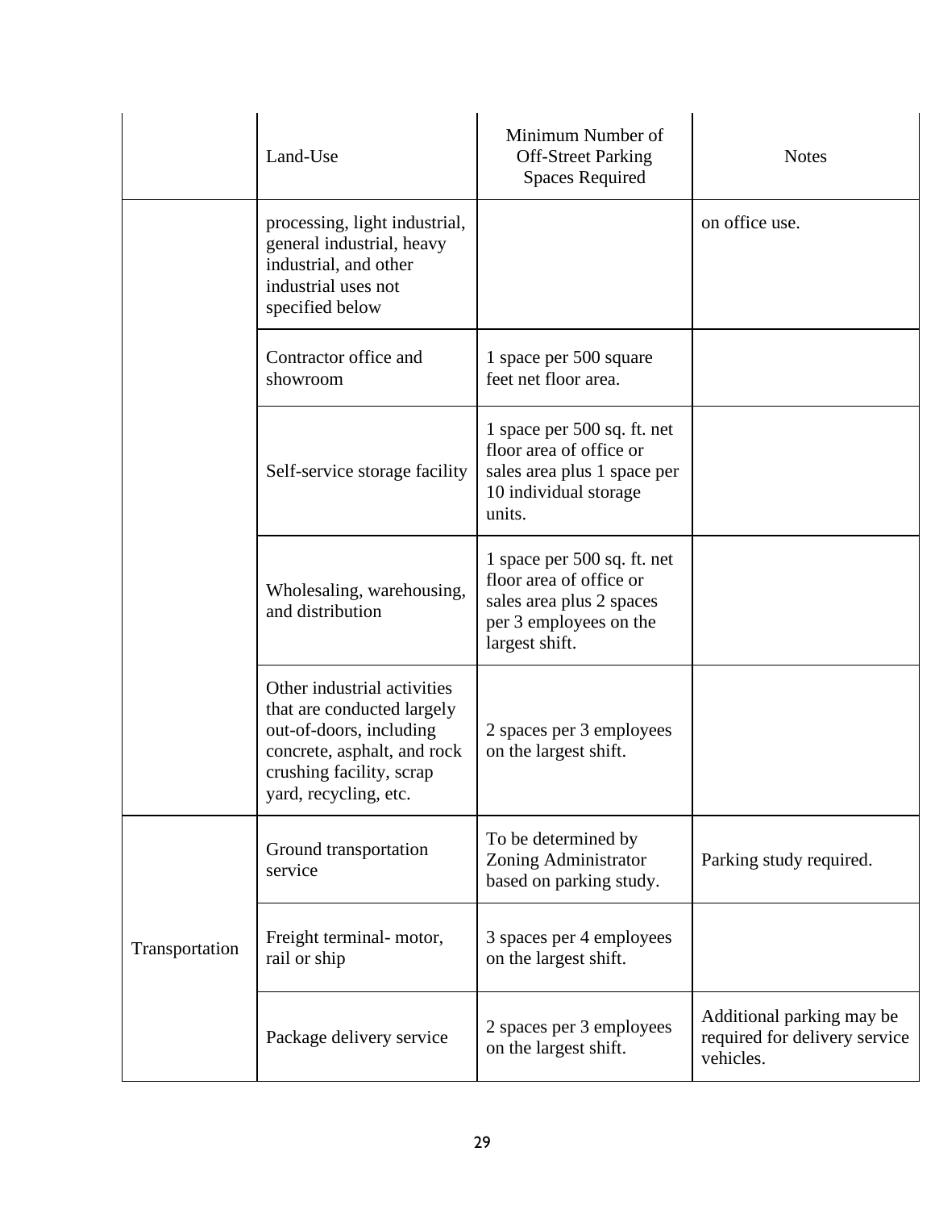| | Land-Use | Minimum Number of Off-Street Parking Spaces Required | Notes |
|---|---|---|---|
| | processing, light industrial, general industrial, heavy industrial, and other industrial uses not specified below | | on office use. |
| | Contractor office and showroom | 1 space per 500 square feet net floor area. | |
| | Self-service storage facility | 1 space per 500 sq. ft. net floor area of office or sales area plus 1 space per 10 individual storage units. | |
| | Wholesaling, warehousing, and distribution | 1 space per 500 sq. ft. net floor area of office or sales area plus 2 spaces per 3 employees on the largest shift. | |
| | Other industrial activities that are conducted largely out-of-doors, including concrete, asphalt, and rock crushing facility, scrap yard, recycling, etc. | 2 spaces per 3 employees on the largest shift. | |
| Transportation | Ground transportation service | To be determined by Zoning Administrator based on parking study. | Parking study required. |
| | Freight terminal- motor, rail or ship | 3 spaces per 4 employees on the largest shift. | |
| | Package delivery service | 2 spaces per 3 employees on the largest shift. | Additional parking may be required for delivery service vehicles. |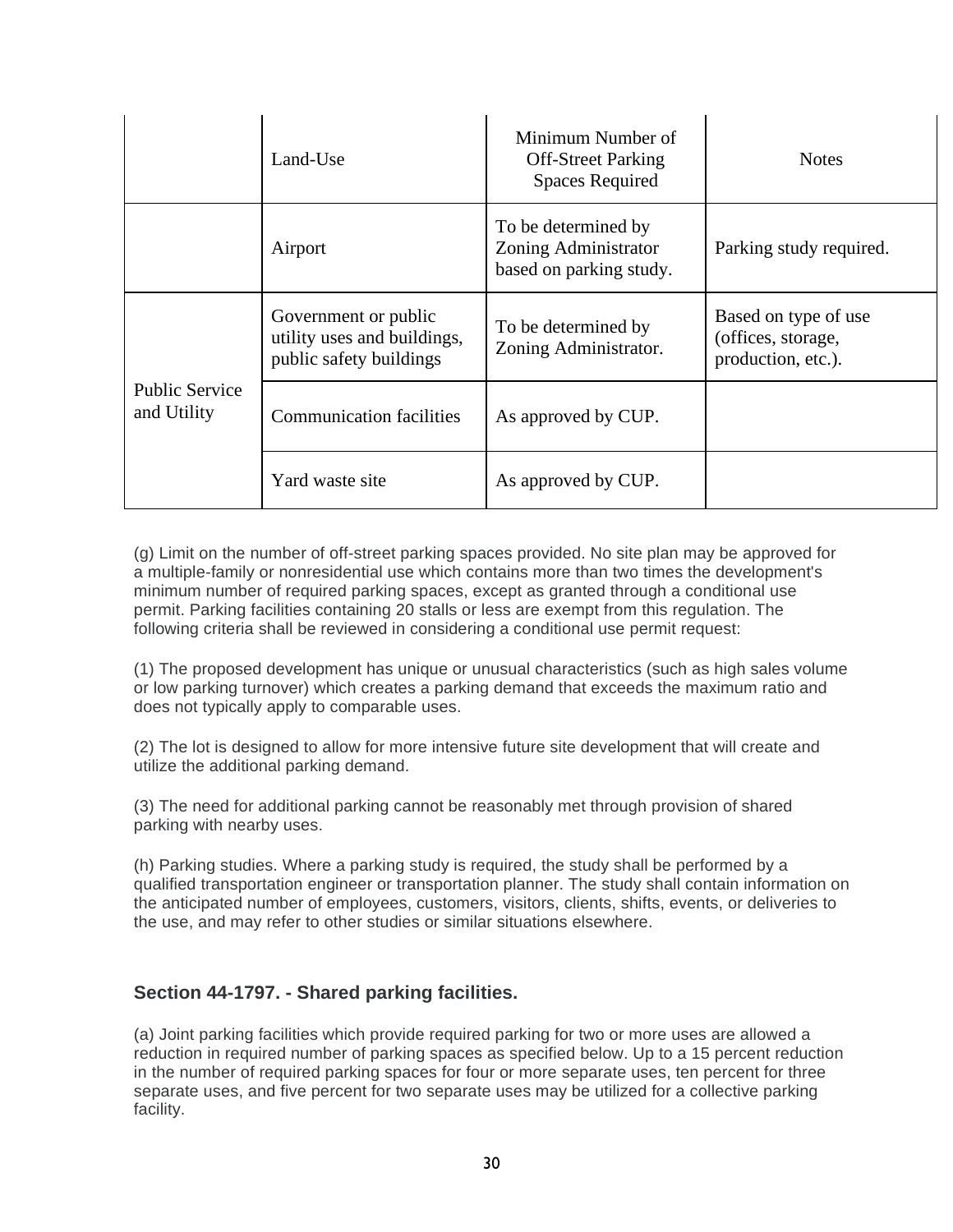| | Land-Use | Minimum Number of Off-Street Parking Spaces Required | Notes |
|---|---|---|---|
| | Airport | To be determined by Zoning Administrator based on parking study. | Parking study required. |
| Public Service and Utility | Government or public utility uses and buildings, public safety buildings | To be determined by Zoning Administrator. | Based on type of use (offices, storage, production, etc.). |
| | Communication facilities | As approved by CUP. | |
| | Yard waste site | As approved by CUP. | |

(g) Limit on the number of off-street parking spaces provided. No site plan may be approved for a multiple-family or nonresidential use which contains more than two times the development's minimum number of required parking spaces, except as granted through a conditional use permit. Parking facilities containing 20 stalls or less are exempt from this regulation. The following criteria shall be reviewed in considering a conditional use permit request:

(1) The proposed development has unique or unusual characteristics (such as high sales volume or low parking turnover) which creates a parking demand that exceeds the maximum ratio and does not typically apply to comparable uses.

(2) The lot is designed to allow for more intensive future site development that will create and utilize the additional parking demand.

(3) The need for additional parking cannot be reasonably met through provision of shared parking with nearby uses.

(h) Parking studies. Where a parking study is required, the study shall be performed by a qualified transportation engineer or transportation planner. The study shall contain information on the anticipated number of employees, customers, visitors, clients, shifts, events, or deliveries to the use, and may refer to other studies or similar situations elsewhere.

### Section 44-1797. - Shared parking facilities.

(a) Joint parking facilities which provide required parking for two or more uses are allowed a reduction in required number of parking spaces as specified below. Up to a 15 percent reduction in the number of required parking spaces for four or more separate uses, ten percent for three separate uses, and five percent for two separate uses may be utilized for a collective parking facility.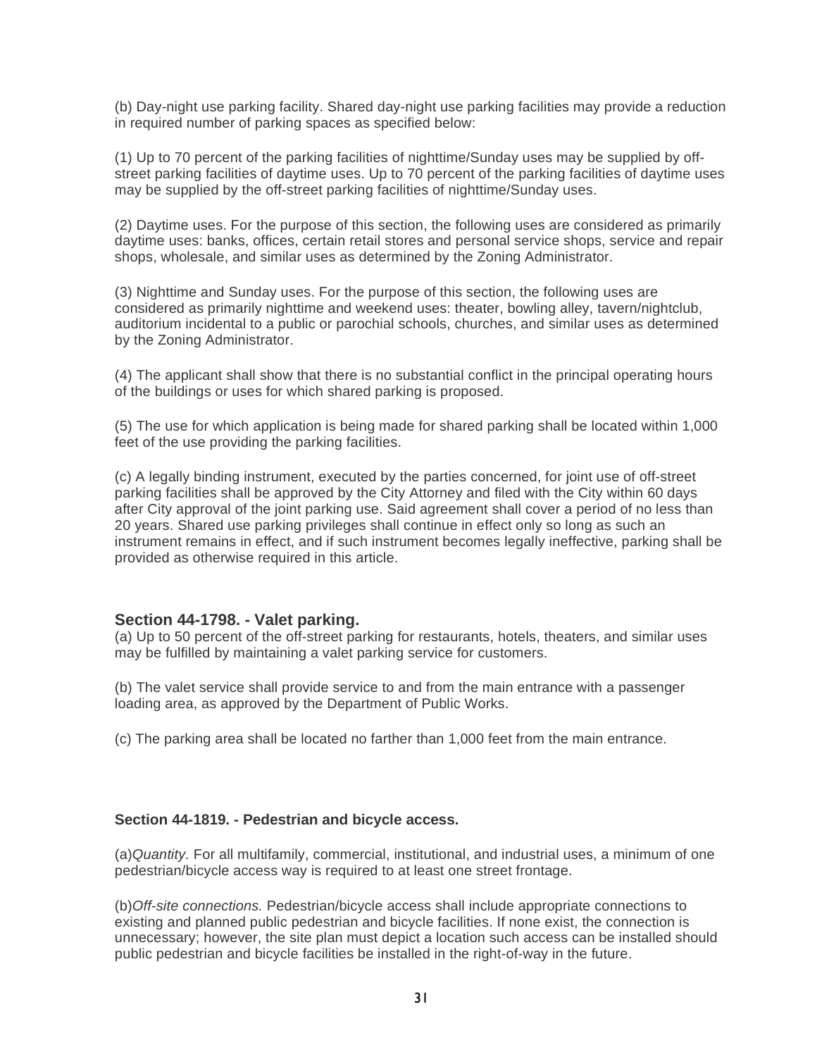(b) Day-night use parking facility. Shared day-night use parking facilities may provide a reduction in required number of parking spaces as specified below:

(1) Up to 70 percent of the parking facilities of nighttime/Sunday uses may be supplied by off-street parking facilities of daytime uses. Up to 70 percent of the parking facilities of daytime uses may be supplied by the off-street parking facilities of nighttime/Sunday uses.

(2) Daytime uses. For the purpose of this section, the following uses are considered as primarily daytime uses: banks, offices, certain retail stores and personal service shops, service and repair shops, wholesale, and similar uses as determined by the Zoning Administrator.

(3) Nighttime and Sunday uses. For the purpose of this section, the following uses are considered as primarily nighttime and weekend uses: theater, bowling alley, tavern/nightclub, auditorium incidental to a public or parochial schools, churches, and similar uses as determined by the Zoning Administrator.

(4) The applicant shall show that there is no substantial conflict in the principal operating hours of the buildings or uses for which shared parking is proposed.

(5) The use for which application is being made for shared parking shall be located within 1,000 feet of the use providing the parking facilities.

(c) A legally binding instrument, executed by the parties concerned, for joint use of off-street parking facilities shall be approved by the City Attorney and filed with the City within 60 days after City approval of the joint parking use. Said agreement shall cover a period of no less than 20 years. Shared use parking privileges shall continue in effect only so long as such an instrument remains in effect, and if such instrument becomes legally ineffective, parking shall be provided as otherwise required in this article.

## Section 44-1798. - Valet parking.

(a) Up to 50 percent of the off-street parking for restaurants, hotels, theaters, and similar uses may be fulfilled by maintaining a valet parking service for customers.

(b) The valet service shall provide service to and from the main entrance with a passenger loading area, as approved by the Department of Public Works.

(c) The parking area shall be located no farther than 1,000 feet from the main entrance.

### Section 44-1819. - Pedestrian and bicycle access.

(a)*Quantity.* For all multifamily, commercial, institutional, and industrial uses, a minimum of one pedestrian/bicycle access way is required to at least one street frontage.

(b)*Off-site connections.* Pedestrian/bicycle access shall include appropriate connections to existing and planned public pedestrian and bicycle facilities. If none exist, the connection is unnecessary; however, the site plan must depict a location such access can be installed should public pedestrian and bicycle facilities be installed in the right-of-way in the future.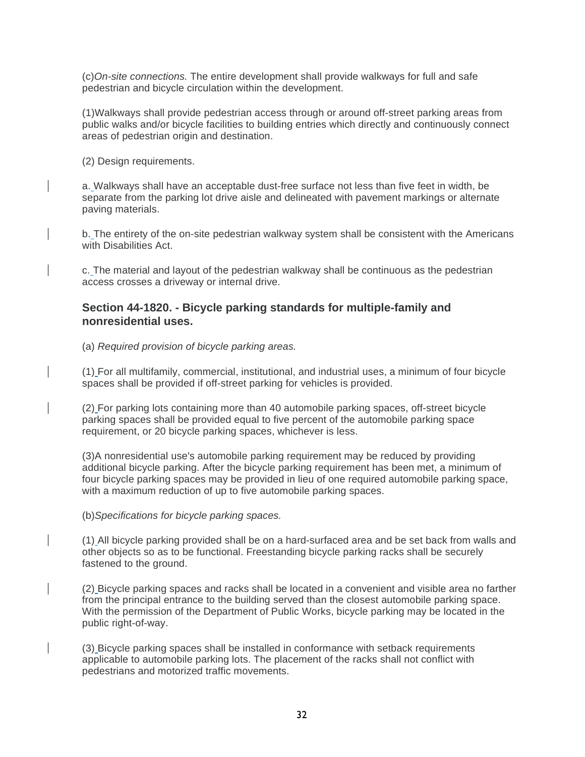(c)*On-site connections.* The entire development shall provide walkways for full and safe pedestrian and bicycle circulation within the development.

(1)Walkways shall provide pedestrian access through or around off-street parking areas from public walks and/or bicycle facilities to building entries which directly and continuously connect areas of pedestrian origin and destination.

(2) Design requirements.

a. Walkways shall have an acceptable dust-free surface not less than five feet in width, be separate from the parking lot drive aisle and delineated with pavement markings or alternate paving materials.

b. The entirety of the on-site pedestrian walkway system shall be consistent with the Americans with Disabilities Act.

c. The material and layout of the pedestrian walkway shall be continuous as the pedestrian access crosses a driveway or internal drive.

### Section 44-1820. - Bicycle parking standards for multiple-family and nonresidential uses.

(a) *Required provision of bicycle parking areas.*

(1) For all multifamily, commercial, institutional, and industrial uses, a minimum of four bicycle spaces shall be provided if off-street parking for vehicles is provided.

(2) For parking lots containing more than 40 automobile parking spaces, off-street bicycle parking spaces shall be provided equal to five percent of the automobile parking space requirement, or 20 bicycle parking spaces, whichever is less.

(3)A nonresidential use's automobile parking requirement may be reduced by providing additional bicycle parking. After the bicycle parking requirement has been met, a minimum of four bicycle parking spaces may be provided in lieu of one required automobile parking space, with a maximum reduction of up to five automobile parking spaces.

(b)*Specifications for bicycle parking spaces.*

(1) All bicycle parking provided shall be on a hard-surfaced area and be set back from walls and other objects so as to be functional. Freestanding bicycle parking racks shall be securely fastened to the ground.

(2) Bicycle parking spaces and racks shall be located in a convenient and visible area no farther from the principal entrance to the building served than the closest automobile parking space. With the permission of the Department of Public Works, bicycle parking may be located in the public right-of-way.

(3) Bicycle parking spaces shall be installed in conformance with setback requirements applicable to automobile parking lots. The placement of the racks shall not conflict with pedestrians and motorized traffic movements.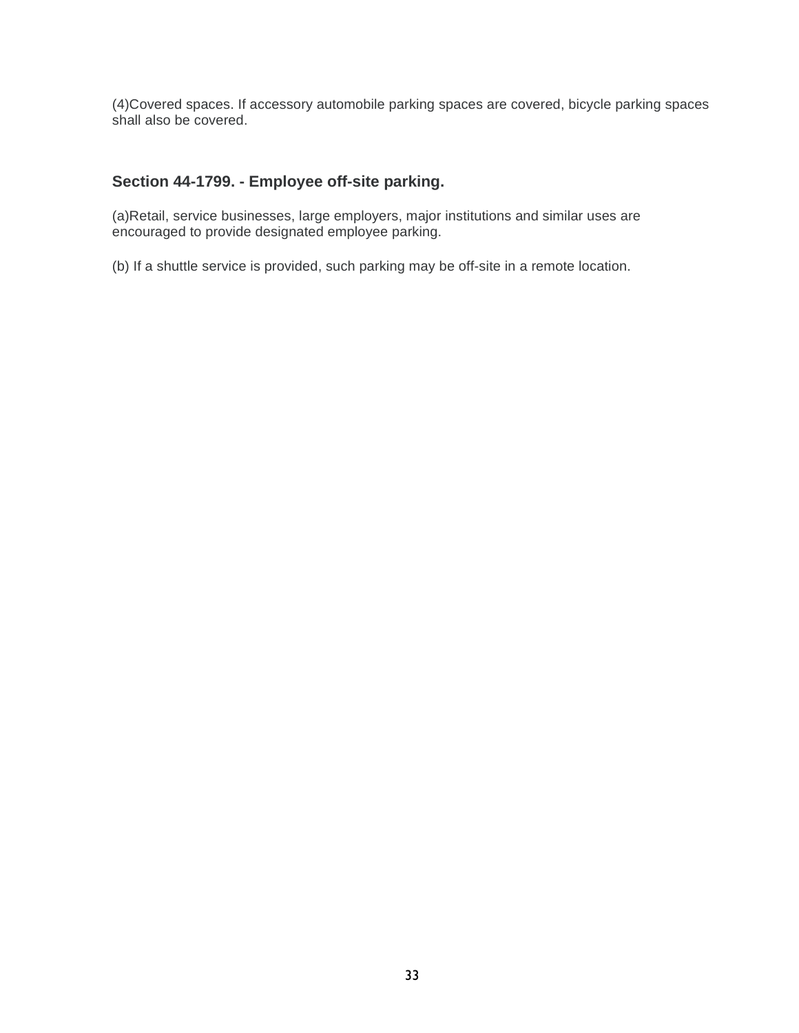(4)Covered spaces. If accessory automobile parking spaces are covered, bicycle parking spaces shall also be covered.

### Section 44-1799. - Employee off-site parking.

(a)Retail, service businesses, large employers, major institutions and similar uses are encouraged to provide designated employee parking.

(b) If a shuttle service is provided, such parking may be off-site in a remote location.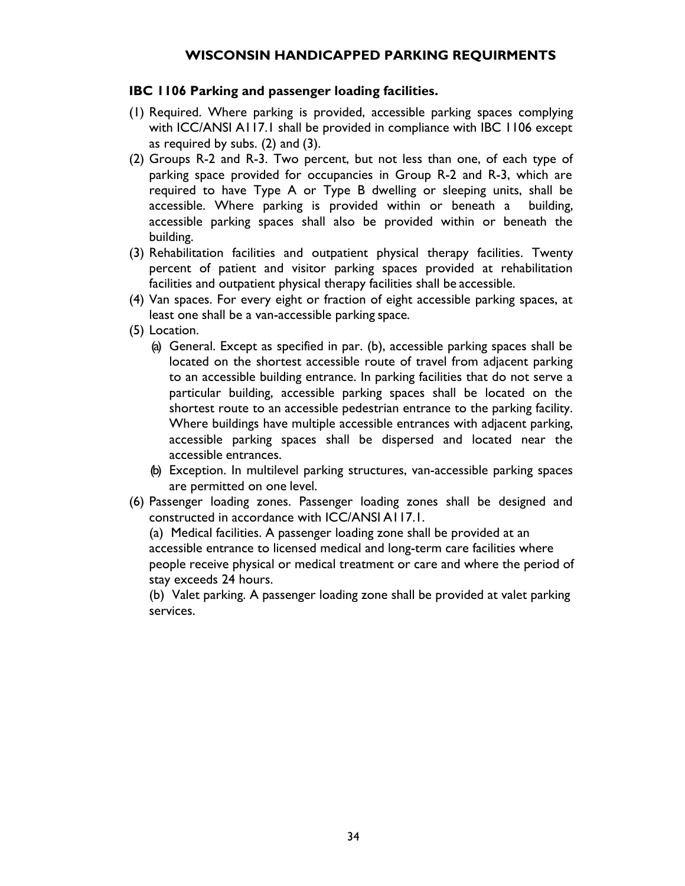# WISCONSIN HANDICAPPED PARKING REQUIRMENTS

## IBC 1106 Parking and passenger loading facilities.

(1) Required. Where parking is provided, accessible parking spaces complying with ICC/ANSI A117.1 shall be provided in compliance with IBC 1106 except as required by subs. (2) and (3).

(2) Groups R-2 and R-3. Two percent, but not less than one, of each type of parking space provided for occupancies in Group R-2 and R-3, which are required to have Type A or Type B dwelling or sleeping units, shall be accessible. Where parking is provided within or beneath a building, accessible parking spaces shall also be provided within or beneath the building.

(3) Rehabilitation facilities and outpatient physical therapy facilities. Twenty percent of patient and visitor parking spaces provided at rehabilitation facilities and outpatient physical therapy facilities shall be accessible.

(4) Van spaces. For every eight or fraction of eight accessible parking spaces, at least one shall be a van-accessible parking space.

(5) Location.

  (a) General. Except as specified in par. (b), accessible parking spaces shall be located on the shortest accessible route of travel from adjacent parking to an accessible building entrance. In parking facilities that do not serve a particular building, accessible parking spaces shall be located on the shortest route to an accessible pedestrian entrance to the parking facility. Where buildings have multiple accessible entrances with adjacent parking, accessible parking spaces shall be dispersed and located near the accessible entrances.

  (b) Exception. In multilevel parking structures, van-accessible parking spaces are permitted on one level.

(6) Passenger loading zones. Passenger loading zones shall be designed and constructed in accordance with ICC/ANSI A117.1.

  (a) Medical facilities. A passenger loading zone shall be provided at an accessible entrance to licensed medical and long-term care facilities where people receive physical or medical treatment or care and where the period of stay exceeds 24 hours.

  (b) Valet parking. A passenger loading zone shall be provided at valet parking services.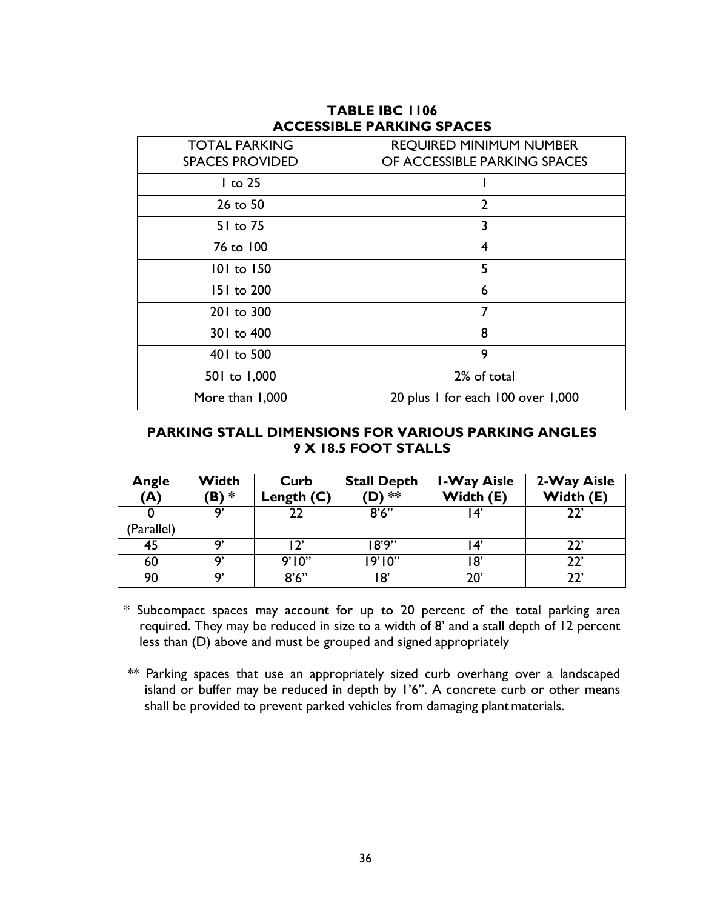## TABLE IBC 1106
## ACCESSIBLE PARKING SPACES

| TOTAL PARKING SPACES PROVIDED | REQUIRED MINIMUM NUMBER OF ACCESSIBLE PARKING SPACES |
|---|---|
| 1 to 25 | 1 |
| 26 to 50 | 2 |
| 51 to 75 | 3 |
| 76 to 100 | 4 |
| 101 to 150 | 5 |
| 151 to 200 | 6 |
| 201 to 300 | 7 |
| 301 to 400 | 8 |
| 401 to 500 | 9 |
| 501 to 1,000 | 2% of total |
| More than 1,000 | 20 plus 1 for each 100 over 1,000 |

## PARKING STALL DIMENSIONS FOR VARIOUS PARKING ANGLES
## 9 X 18.5 FOOT STALLS

| Angle (A) | Width (B) * | Curb Length (C) | Stall Depth (D) ** | 1-Way Aisle Width (E) | 2-Way Aisle Width (E) |
|---|---|---|---|---|---|
| 0 (Parallel) | 9' | 22 | 8'6" | 14' | 22' |
| 45 | 9' | 12' | 18'9" | 14' | 22' |
| 60 | 9' | 9'10" | 19'10" | 18' | 22' |
| 90 | 9' | 8'6" | 18' | 20' | 22' |

\* Subcompact spaces may account for up to 20 percent of the total parking area required. They may be reduced in size to a width of 8' and a stall depth of 12 percent less than (D) above and must be grouped and signed appropriately

** Parking spaces that use an appropriately sized curb overhang over a landscaped island or buffer may be reduced in depth by 1'6". A concrete curb or other means shall be provided to prevent parked vehicles from damaging plant materials.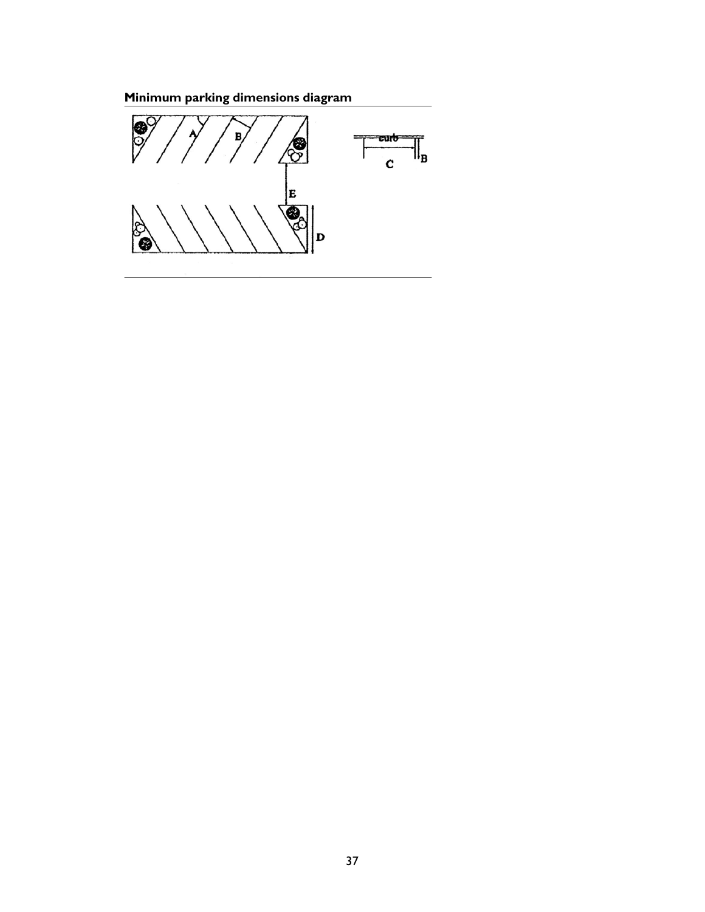**Minimum parking dimensions diagram**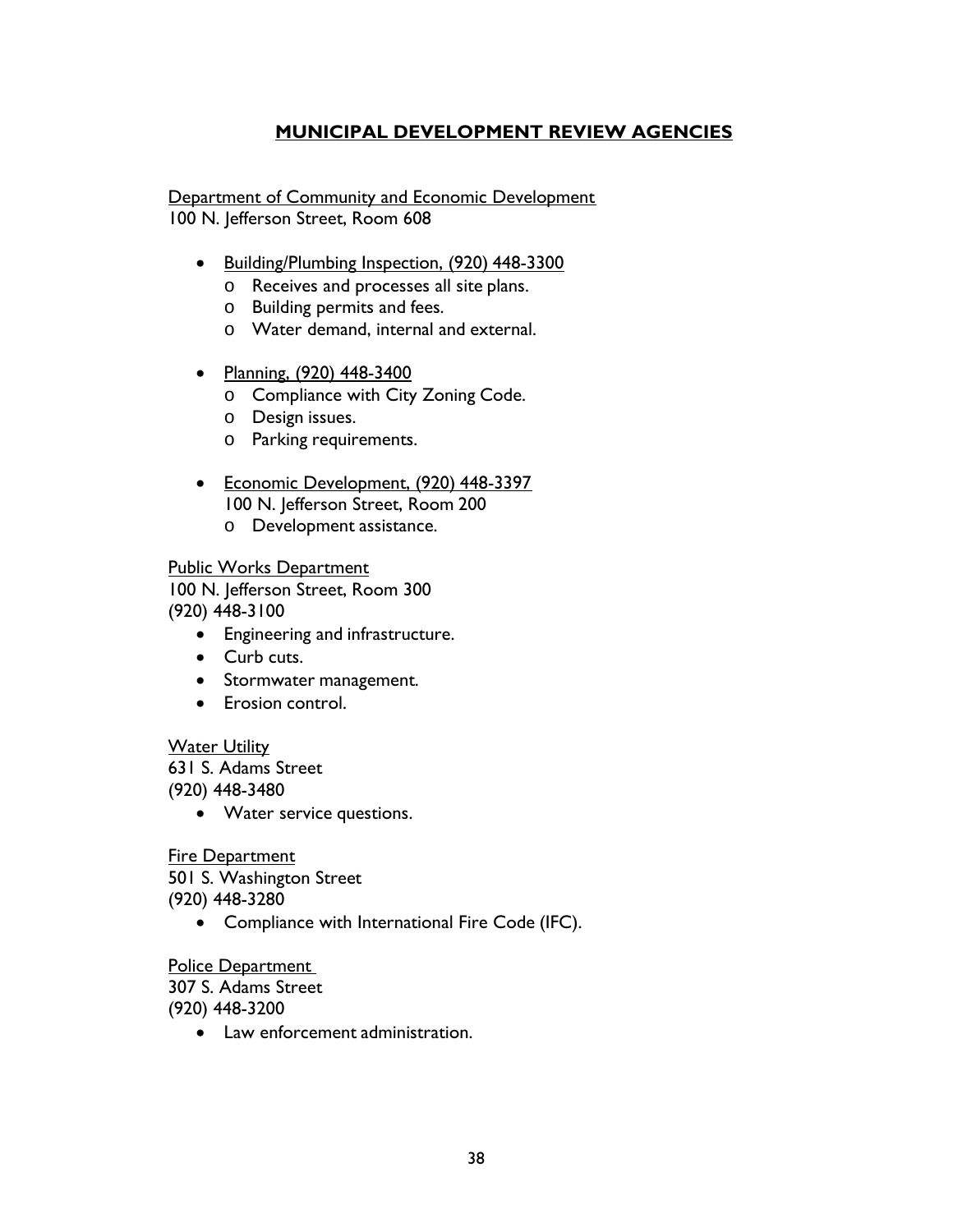# MUNICIPAL DEVELOPMENT REVIEW AGENCIES

Department of Community and Economic Development
100 N. Jefferson Street, Room 608

- Building/Plumbing Inspection, (920) 448-3300
  - Receives and processes all site plans.
  - Building permits and fees.
  - Water demand, internal and external.

- Planning, (920) 448-3400
  - Compliance with City Zoning Code.
  - Design issues.
  - Parking requirements.

- Economic Development, (920) 448-3397
  100 N. Jefferson Street, Room 200
  - Development assistance.

Public Works Department
100 N. Jefferson Street, Room 300
(920) 448-3100

- Engineering and infrastructure.
- Curb cuts.
- Stormwater management.
- Erosion control.

Water Utility
631 S. Adams Street
(920) 448-3480

- Water service questions.

Fire Department
501 S. Washington Street
(920) 448-3280

- Compliance with International Fire Code (IFC).

Police Department
307 S. Adams Street
(920) 448-3200

- Law enforcement administration.